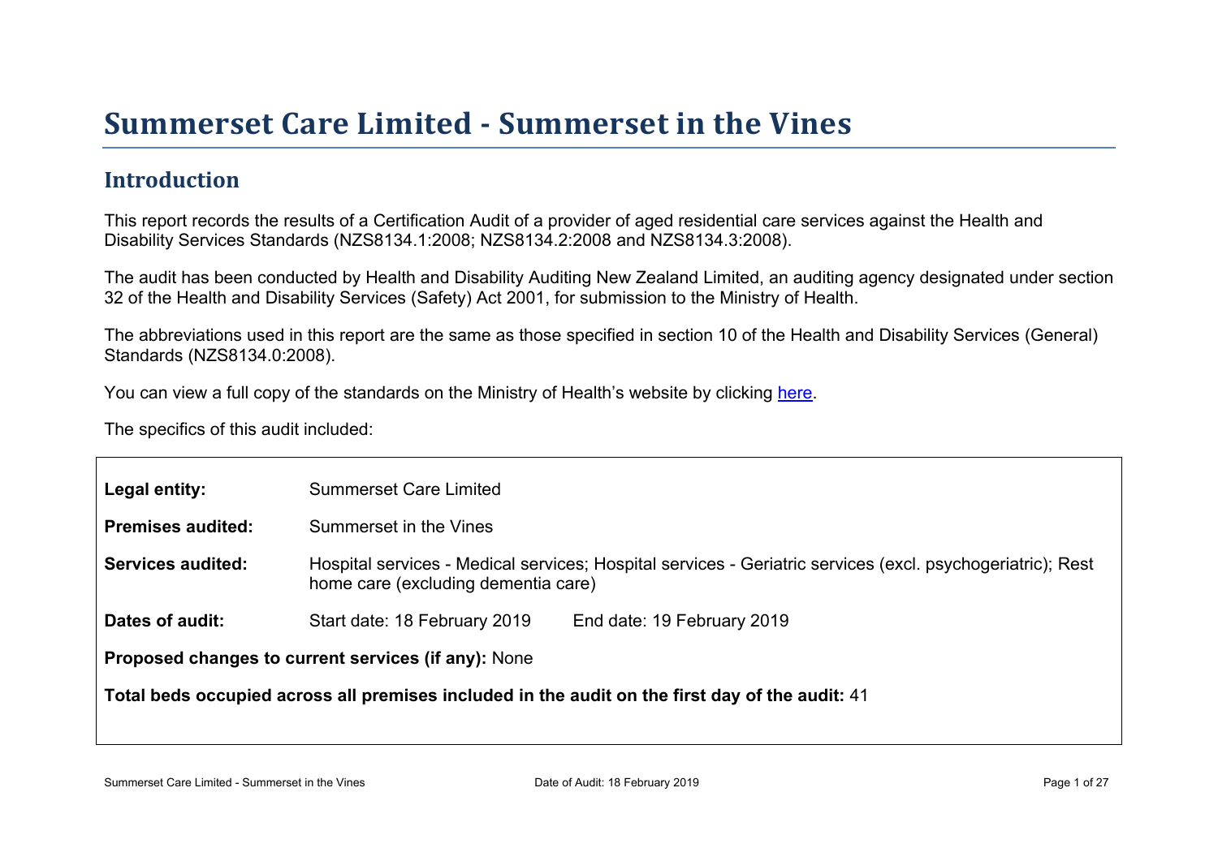# Summerset Care Limited - Summerset in the Vines

## Introduction

This report records the results of a Certification Audit of a provider of aged residential care services against the Health and Disability Services Standards (NZS8134.1:2008; NZS8134.2:2008 and NZS8134.3:2008).

The audit has been conducted by Health and Disability Auditing New Zealand Limited, an auditing agency designated under section 32 of the Health and Disability Services (Safety) Act 2001, for submission to the Ministry of Health.

The abbreviations used in this report are the same as those specified in section 10 of the Health and Disability Services (General) Standards (NZS8134.0:2008).

You can view a full copy of the standards on the Ministry of Health's website by clicking here.

The specifics of this audit included:

| | |
|---|---|
| **Legal entity:** | Summerset Care Limited |
| **Premises audited:** | Summerset in the Vines |
| **Services audited:** | Hospital services - Medical services; Hospital services - Geriatric services (excl. psychogeriatric); Rest home care (excluding dementia care) |
| **Dates of audit:** | Start date: 18 February 2019 End date: 19 February 2019 |

**Proposed changes to current services (if any):** None

**Total beds occupied across all premises included in the audit on the first day of the audit:** 41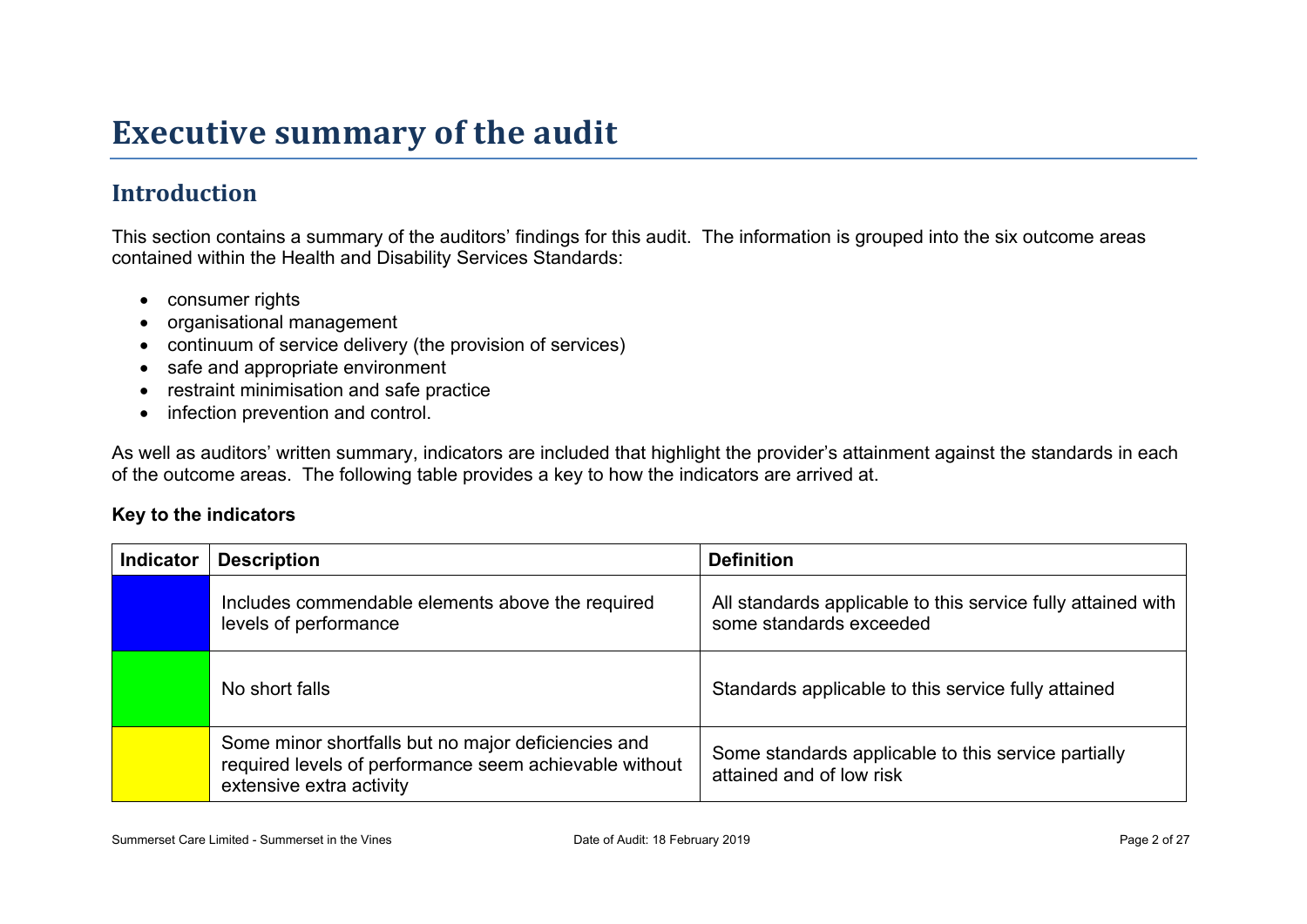# Executive summary of the audit

## Introduction

This section contains a summary of the auditors' findings for this audit. The information is grouped into the six outcome areas contained within the Health and Disability Services Standards:

- consumer rights
- organisational management
- continuum of service delivery (the provision of services)
- safe and appropriate environment
- restraint minimisation and safe practice
- infection prevention and control.

As well as auditors' written summary, indicators are included that highlight the provider's attainment against the standards in each of the outcome areas. The following table provides a key to how the indicators are arrived at.

**Key to the indicators**

| Indicator | Description | Definition |
|---|---|---|
| | Includes commendable elements above the required levels of performance | All standards applicable to this service fully attained with some standards exceeded |
| | No short falls | Standards applicable to this service fully attained |
| | Some minor shortfalls but no major deficiencies and required levels of performance seem achievable without extensive extra activity | Some standards applicable to this service partially attained and of low risk |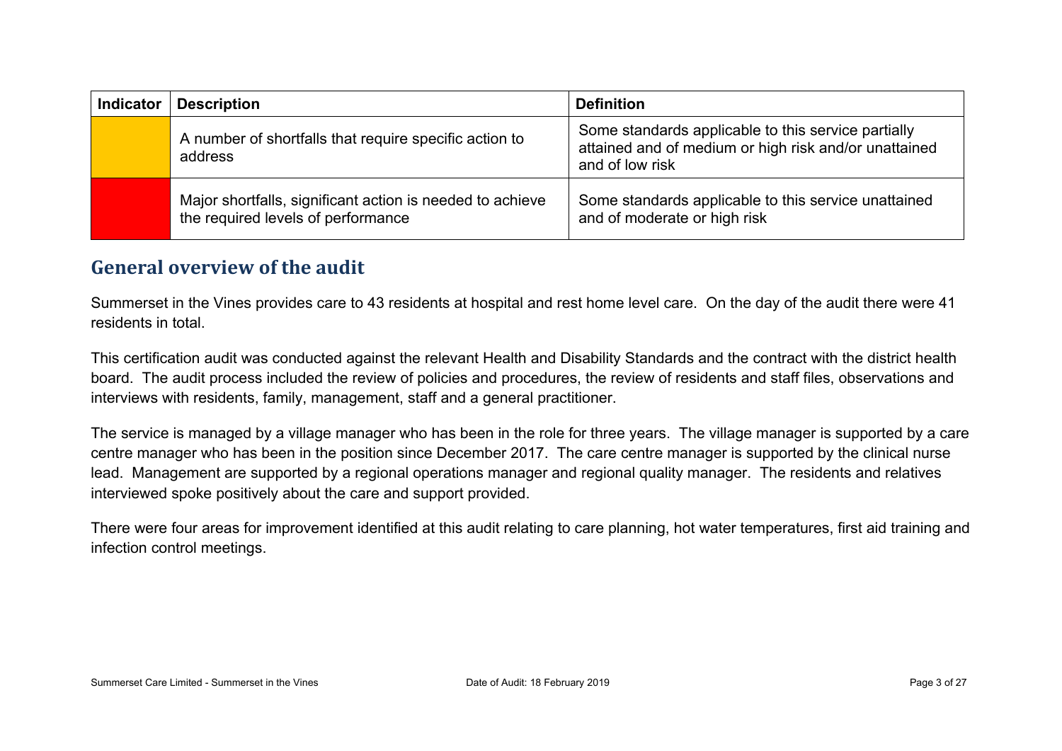| Indicator | Description | Definition |
| --- | --- | --- |
| | A number of shortfalls that require specific action to address | Some standards applicable to this service partially attained and of medium or high risk and/or unattained and of low risk |
| | Major shortfalls, significant action is needed to achieve the required levels of performance | Some standards applicable to this service unattained and of moderate or high risk |

## General overview of the audit

Summerset in the Vines provides care to 43 residents at hospital and rest home level care. On the day of the audit there were 41 residents in total.

This certification audit was conducted against the relevant Health and Disability Standards and the contract with the district health board. The audit process included the review of policies and procedures, the review of residents and staff files, observations and interviews with residents, family, management, staff and a general practitioner.

The service is managed by a village manager who has been in the role for three years. The village manager is supported by a care centre manager who has been in the position since December 2017. The care centre manager is supported by the clinical nurse lead. Management are supported by a regional operations manager and regional quality manager. The residents and relatives interviewed spoke positively about the care and support provided.

There were four areas for improvement identified at this audit relating to care planning, hot water temperatures, first aid training and infection control meetings.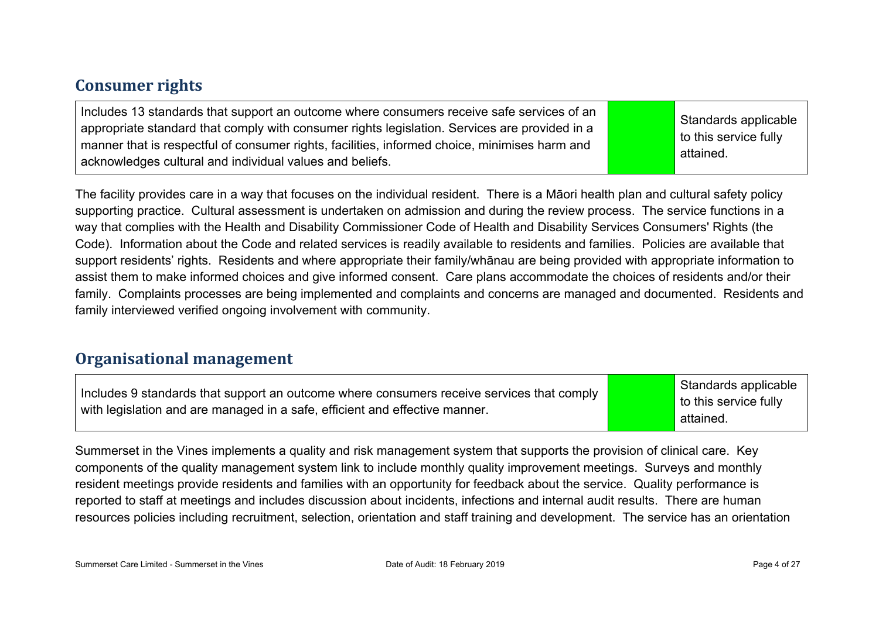## Consumer rights

| Includes 13 standards that support an outcome where consumers receive safe services of an appropriate standard that comply with consumer rights legislation. Services are provided in a manner that is respectful of consumer rights, facilities, informed choice, minimises harm and acknowledges cultural and individual values and beliefs. | | Standards applicable to this service fully attained. |
|---|---|---|

The facility provides care in a way that focuses on the individual resident. There is a Māori health plan and cultural safety policy supporting practice. Cultural assessment is undertaken on admission and during the review process. The service functions in a way that complies with the Health and Disability Commissioner Code of Health and Disability Services Consumers' Rights (the Code). Information about the Code and related services is readily available to residents and families. Policies are available that support residents' rights. Residents and where appropriate their family/whānau are being provided with appropriate information to assist them to make informed choices and give informed consent. Care plans accommodate the choices of residents and/or their family. Complaints processes are being implemented and complaints and concerns are managed and documented. Residents and family interviewed verified ongoing involvement with community.

## Organisational management

| Includes 9 standards that support an outcome where consumers receive services that comply with legislation and are managed in a safe, efficient and effective manner. | | Standards applicable to this service fully attained. |
|---|---|---|

Summerset in the Vines implements a quality and risk management system that supports the provision of clinical care. Key components of the quality management system link to include monthly quality improvement meetings. Surveys and monthly resident meetings provide residents and families with an opportunity for feedback about the service. Quality performance is reported to staff at meetings and includes discussion about incidents, infections and internal audit results. There are human resources policies including recruitment, selection, orientation and staff training and development. The service has an orientation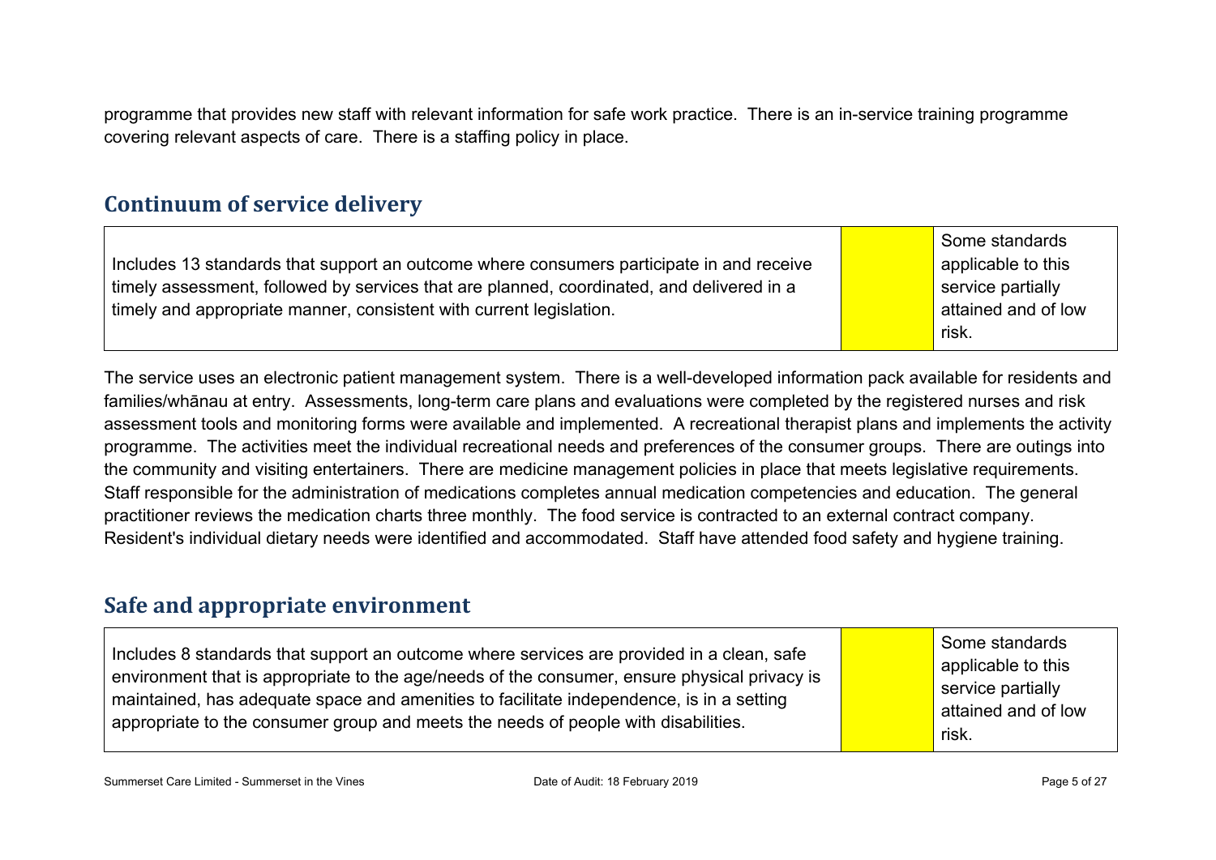programme that provides new staff with relevant information for safe work practice. There is an in-service training programme covering relevant aspects of care. There is a staffing policy in place.

## Continuum of service delivery

| Includes 13 standards that support an outcome where consumers participate in and receive timely assessment, followed by services that are planned, coordinated, and delivered in a timely and appropriate manner, consistent with current legislation. | | Some standards applicable to this service partially attained and of low risk. |
|---|---|---|

The service uses an electronic patient management system. There is a well-developed information pack available for residents and families/whānau at entry. Assessments, long-term care plans and evaluations were completed by the registered nurses and risk assessment tools and monitoring forms were available and implemented. A recreational therapist plans and implements the activity programme. The activities meet the individual recreational needs and preferences of the consumer groups. There are outings into the community and visiting entertainers. There are medicine management policies in place that meets legislative requirements. Staff responsible for the administration of medications completes annual medication competencies and education. The general practitioner reviews the medication charts three monthly. The food service is contracted to an external contract company. Resident's individual dietary needs were identified and accommodated. Staff have attended food safety and hygiene training.

## Safe and appropriate environment

| Includes 8 standards that support an outcome where services are provided in a clean, safe environment that is appropriate to the age/needs of the consumer, ensure physical privacy is maintained, has adequate space and amenities to facilitate independence, is in a setting appropriate to the consumer group and meets the needs of people with disabilities. | | Some standards applicable to this service partially attained and of low risk. |
|---|---|---|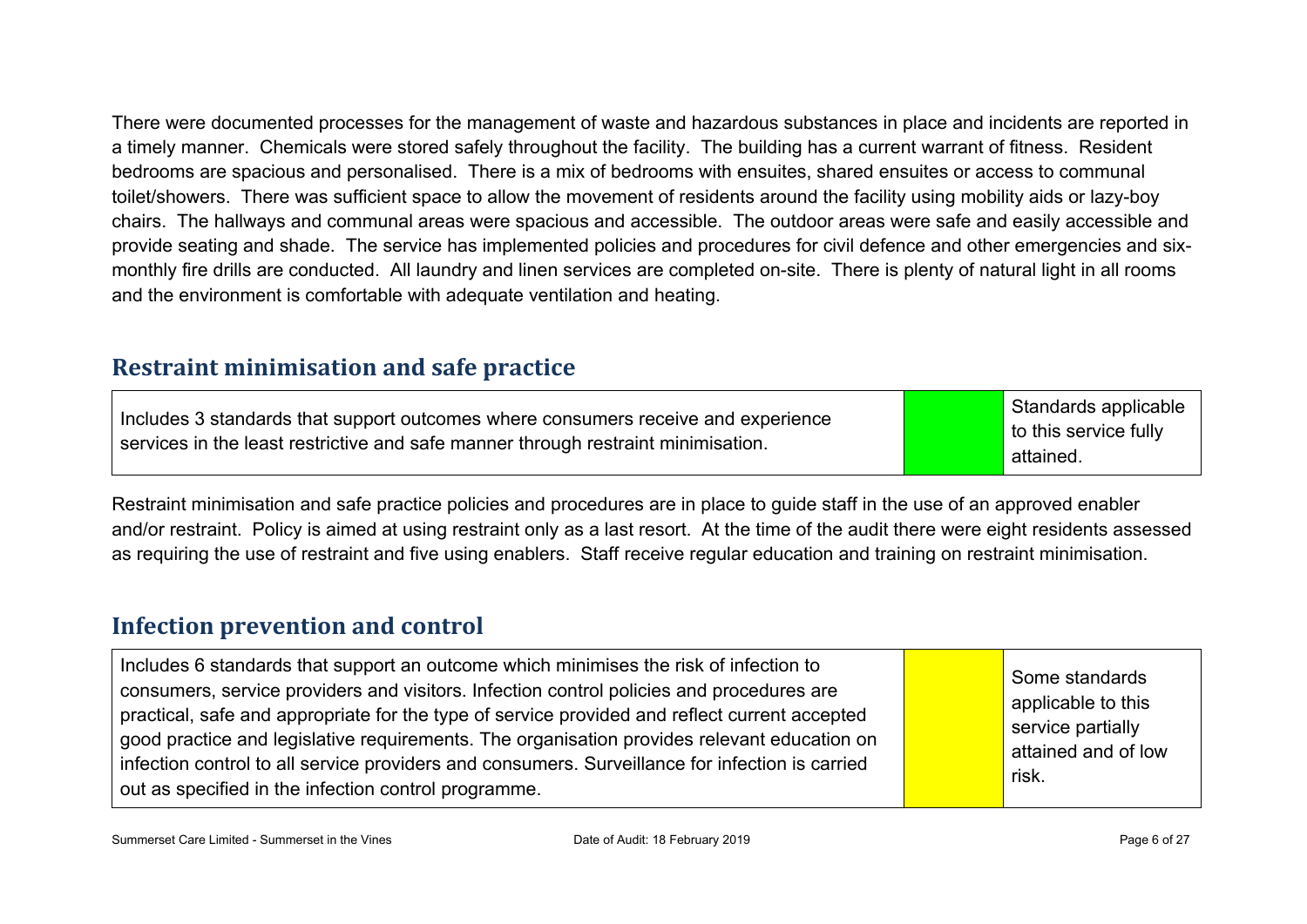There were documented processes for the management of waste and hazardous substances in place and incidents are reported in a timely manner. Chemicals were stored safely throughout the facility. The building has a current warrant of fitness. Resident bedrooms are spacious and personalised. There is a mix of bedrooms with ensuites, shared ensuites or access to communal toilet/showers. There was sufficient space to allow the movement of residents around the facility using mobility aids or lazy-boy chairs. The hallways and communal areas were spacious and accessible. The outdoor areas were safe and easily accessible and provide seating and shade. The service has implemented policies and procedures for civil defence and other emergencies and six-monthly fire drills are conducted. All laundry and linen services are completed on-site. There is plenty of natural light in all rooms and the environment is comfortable with adequate ventilation and heating.

## Restraint minimisation and safe practice

| | | |
|---|---|---|
| Includes 3 standards that support outcomes where consumers receive and experience services in the least restrictive and safe manner through restraint minimisation. | | Standards applicable to this service fully attained. |

Restraint minimisation and safe practice policies and procedures are in place to guide staff in the use of an approved enabler and/or restraint. Policy is aimed at using restraint only as a last resort. At the time of the audit there were eight residents assessed as requiring the use of restraint and five using enablers. Staff receive regular education and training on restraint minimisation.

## Infection prevention and control

| | | |
|---|---|---|
| Includes 6 standards that support an outcome which minimises the risk of infection to consumers, service providers and visitors. Infection control policies and procedures are practical, safe and appropriate for the type of service provided and reflect current accepted good practice and legislative requirements. The organisation provides relevant education on infection control to all service providers and consumers. Surveillance for infection is carried out as specified in the infection control programme. | | Some standards applicable to this service partially attained and of low risk. |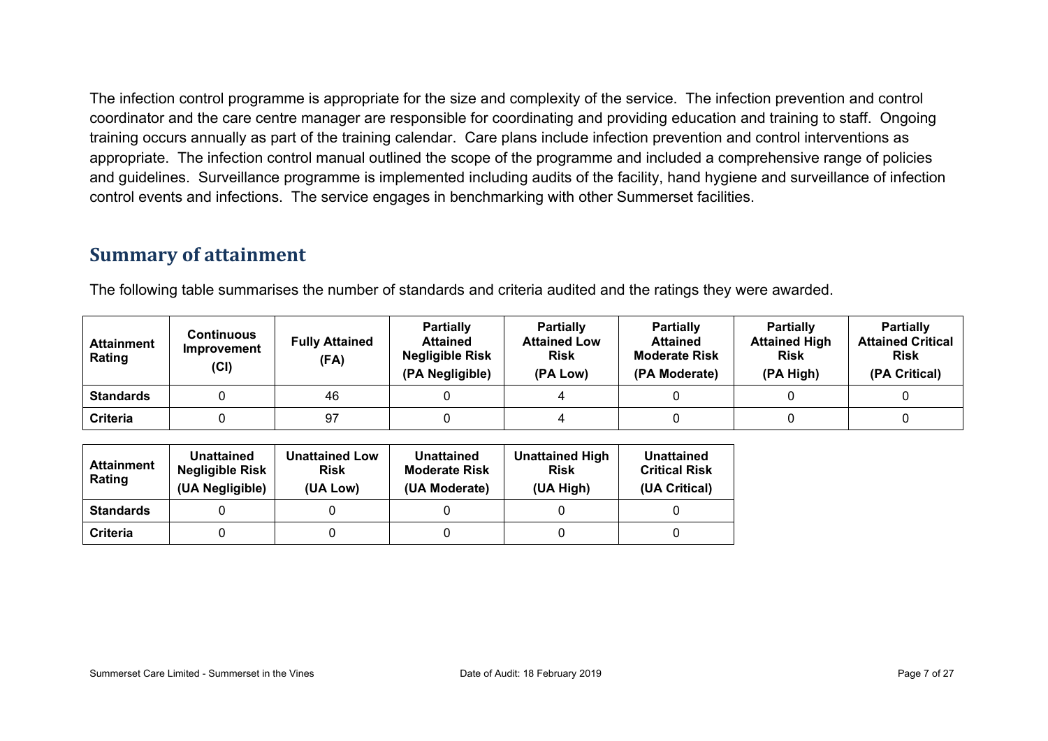The infection control programme is appropriate for the size and complexity of the service. The infection prevention and control coordinator and the care centre manager are responsible for coordinating and providing education and training to staff. Ongoing training occurs annually as part of the training calendar. Care plans include infection prevention and control interventions as appropriate. The infection control manual outlined the scope of the programme and included a comprehensive range of policies and guidelines. Surveillance programme is implemented including audits of the facility, hand hygiene and surveillance of infection control events and infections. The service engages in benchmarking with other Summerset facilities.

## Summary of attainment

The following table summarises the number of standards and criteria audited and the ratings they were awarded.

| Attainment Rating | Continuous Improvement (CI) | Fully Attained (FA) | Partially Attained Negligible Risk (PA Negligible) | Partially Attained Low Risk (PA Low) | Partially Attained Moderate Risk (PA Moderate) | Partially Attained High Risk (PA High) | Partially Attained Critical Risk (PA Critical) |
|---|---|---|---|---|---|---|---|
| **Standards** | 0 | 46 | 0 | 4 | 0 | 0 | 0 |
| **Criteria** | 0 | 97 | 0 | 4 | 0 | 0 | 0 |

| Attainment Rating | Unattained Negligible Risk (UA Negligible) | Unattained Low Risk (UA Low) | Unattained Moderate Risk (UA Moderate) | Unattained High Risk (UA High) | Unattained Critical Risk (UA Critical) |
|---|---|---|---|---|---|
| **Standards** | 0 | 0 | 0 | 0 | 0 |
| **Criteria** | 0 | 0 | 0 | 0 | 0 |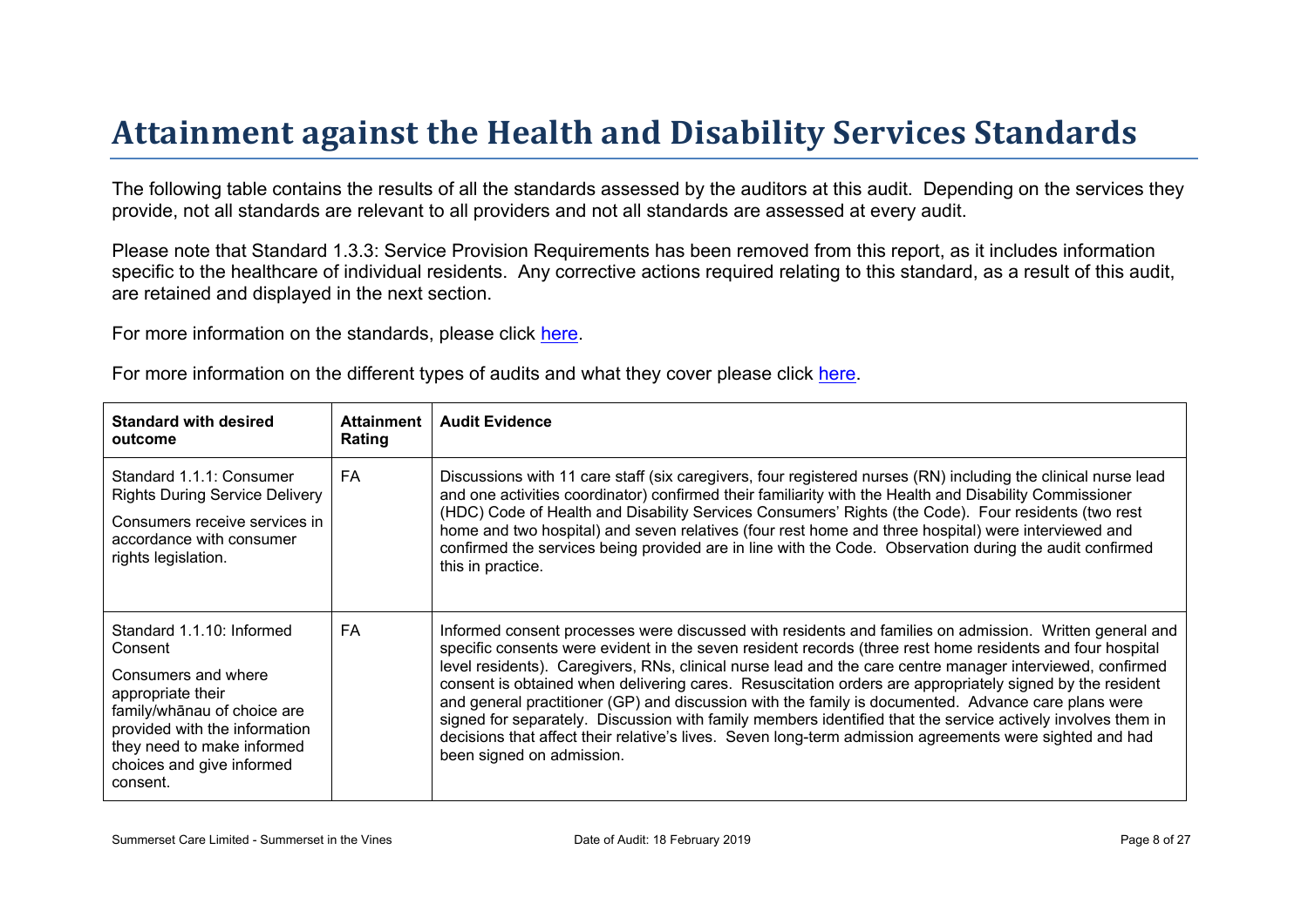# Attainment against the Health and Disability Services Standards

The following table contains the results of all the standards assessed by the auditors at this audit. Depending on the services they provide, not all standards are relevant to all providers and not all standards are assessed at every audit.

Please note that Standard 1.3.3: Service Provision Requirements has been removed from this report, as it includes information specific to the healthcare of individual residents. Any corrective actions required relating to this standard, as a result of this audit, are retained and displayed in the next section.

For more information on the standards, please click here.

For more information on the different types of audits and what they cover please click here.

| Standard with desired outcome | Attainment Rating | Audit Evidence |
|---|---|---|
| Standard 1.1.1: Consumer Rights During Service Delivery<br><br>Consumers receive services in accordance with consumer rights legislation. | FA | Discussions with 11 care staff (six caregivers, four registered nurses (RN) including the clinical nurse lead and one activities coordinator) confirmed their familiarity with the Health and Disability Commissioner (HDC) Code of Health and Disability Services Consumers' Rights (the Code). Four residents (two rest home and two hospital) and seven relatives (four rest home and three hospital) were interviewed and confirmed the services being provided are in line with the Code. Observation during the audit confirmed this in practice. |
| Standard 1.1.10: Informed Consent<br><br>Consumers and where appropriate their family/whānau of choice are provided with the information they need to make informed choices and give informed consent. | FA | Informed consent processes were discussed with residents and families on admission. Written general and specific consents were evident in the seven resident records (three rest home residents and four hospital level residents). Caregivers, RNs, clinical nurse lead and the care centre manager interviewed, confirmed consent is obtained when delivering cares. Resuscitation orders are appropriately signed by the resident and general practitioner (GP) and discussion with the family is documented. Advance care plans were signed for separately. Discussion with family members identified that the service actively involves them in decisions that affect their relative's lives. Seven long-term admission agreements were sighted and had been signed on admission. |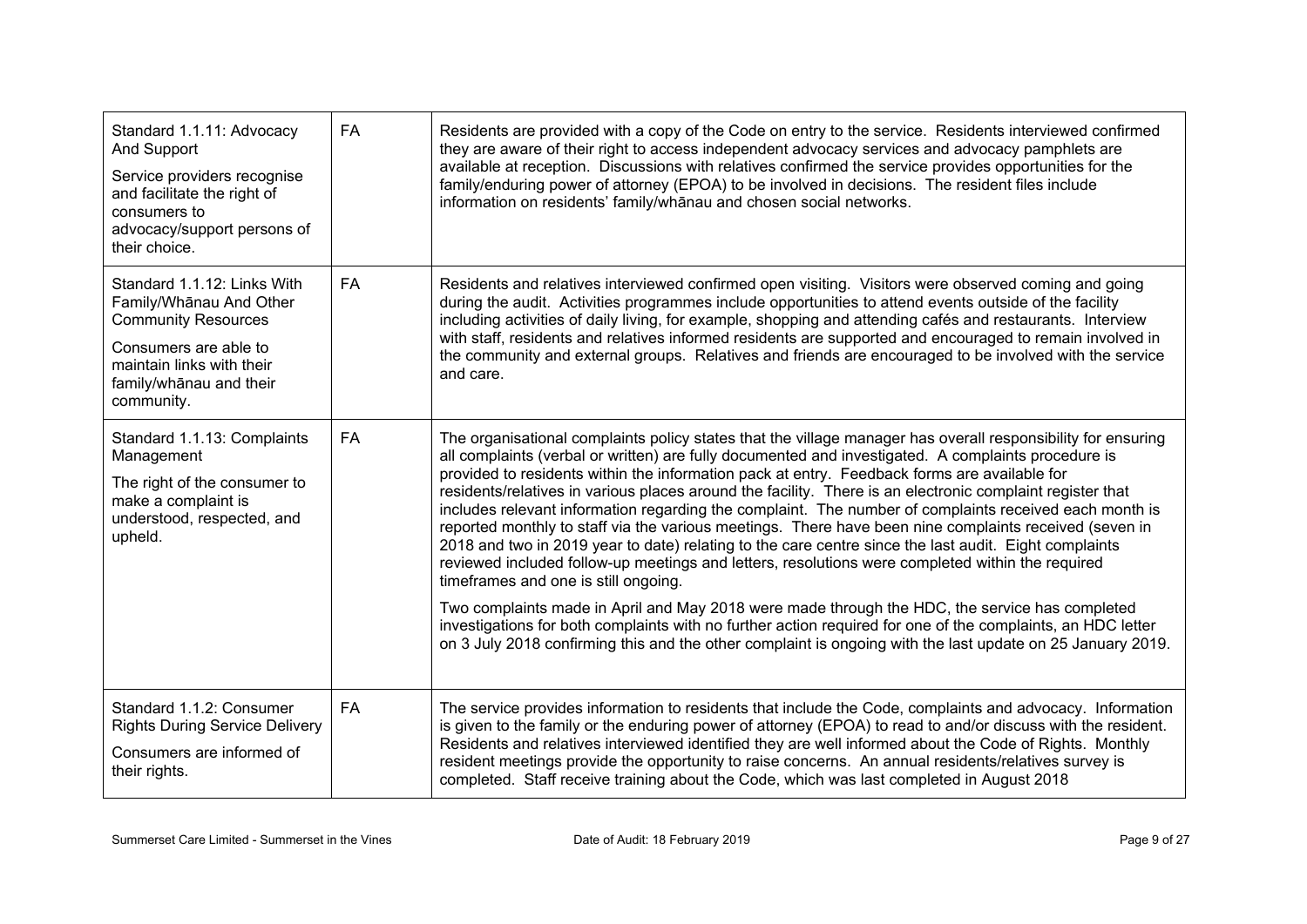| Standard | Attainment | Evidence |
|---|---|---|
| Standard 1.1.11: Advocacy And Support<br><br>Service providers recognise and facilitate the right of consumers to advocacy/support persons of their choice. | FA | Residents are provided with a copy of the Code on entry to the service. Residents interviewed confirmed they are aware of their right to access independent advocacy services and advocacy pamphlets are available at reception. Discussions with relatives confirmed the service provides opportunities for the family/enduring power of attorney (EPOA) to be involved in decisions. The resident files include information on residents' family/whānau and chosen social networks. |
| Standard 1.1.12: Links With Family/Whānau And Other Community Resources<br><br>Consumers are able to maintain links with their family/whānau and their community. | FA | Residents and relatives interviewed confirmed open visiting. Visitors were observed coming and going during the audit. Activities programmes include opportunities to attend events outside of the facility including activities of daily living, for example, shopping and attending cafés and restaurants. Interview with staff, residents and relatives informed residents are supported and encouraged to remain involved in the community and external groups. Relatives and friends are encouraged to be involved with the service and care. |
| Standard 1.1.13: Complaints Management<br><br>The right of the consumer to make a complaint is understood, respected, and upheld. | FA | The organisational complaints policy states that the village manager has overall responsibility for ensuring all complaints (verbal or written) are fully documented and investigated. A complaints procedure is provided to residents within the information pack at entry. Feedback forms are available for residents/relatives in various places around the facility. There is an electronic complaint register that includes relevant information regarding the complaint. The number of complaints received each month is reported monthly to staff via the various meetings. There have been nine complaints received (seven in 2018 and two in 2019 year to date) relating to the care centre since the last audit. Eight complaints reviewed included follow-up meetings and letters, resolutions were completed within the required timeframes and one is still ongoing.<br><br>Two complaints made in April and May 2018 were made through the HDC, the service has completed investigations for both complaints with no further action required for one of the complaints, an HDC letter on 3 July 2018 confirming this and the other complaint is ongoing with the last update on 25 January 2019. |
| Standard 1.1.2: Consumer Rights During Service Delivery<br><br>Consumers are informed of their rights. | FA | The service provides information to residents that include the Code, complaints and advocacy. Information is given to the family or the enduring power of attorney (EPOA) to read to and/or discuss with the resident. Residents and relatives interviewed identified they are well informed about the Code of Rights. Monthly resident meetings provide the opportunity to raise concerns. An annual residents/relatives survey is completed. Staff receive training about the Code, which was last completed in August 2018 |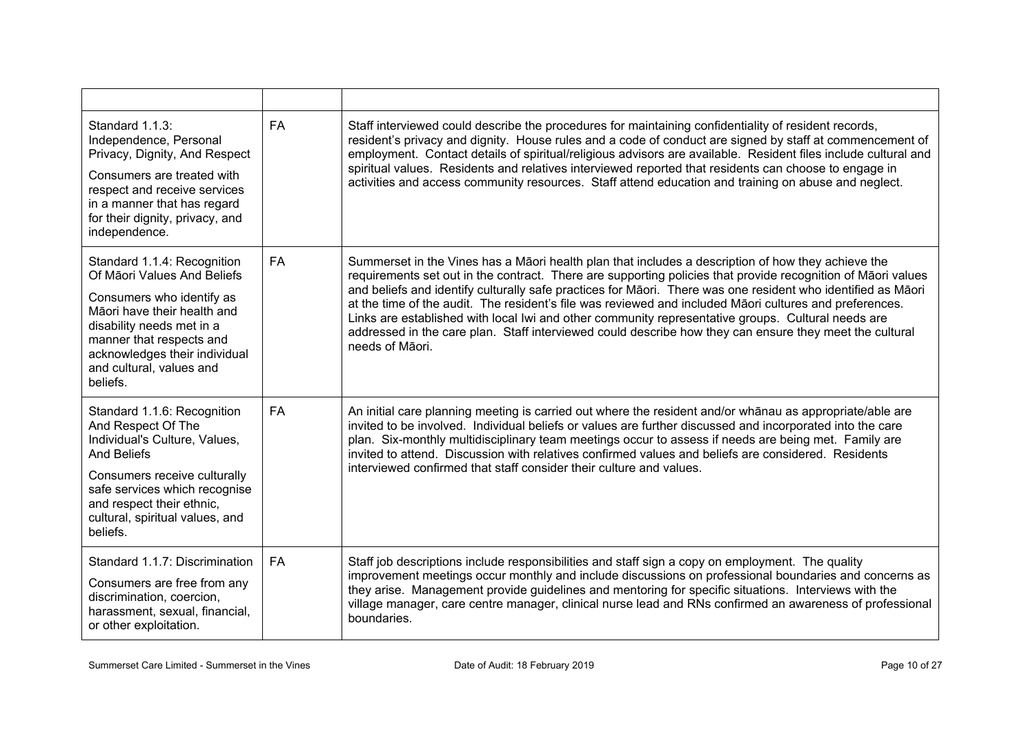| | | |
|---|---|---|
| Standard 1.1.3: Independence, Personal Privacy, Dignity, And Respect<br><br>Consumers are treated with respect and receive services in a manner that has regard for their dignity, privacy, and independence. | FA | Staff interviewed could describe the procedures for maintaining confidentiality of resident records, resident's privacy and dignity. House rules and a code of conduct are signed by staff at commencement of employment. Contact details of spiritual/religious advisors are available. Resident files include cultural and spiritual values. Residents and relatives interviewed reported that residents can choose to engage in activities and access community resources. Staff attend education and training on abuse and neglect. |
| Standard 1.1.4: Recognition Of Māori Values And Beliefs<br><br>Consumers who identify as Māori have their health and disability needs met in a manner that respects and acknowledges their individual and cultural, values and beliefs. | FA | Summerset in the Vines has a Māori health plan that includes a description of how they achieve the requirements set out in the contract. There are supporting policies that provide recognition of Māori values and beliefs and identify culturally safe practices for Māori. There was one resident who identified as Māori at the time of the audit. The resident's file was reviewed and included Māori cultures and preferences. Links are established with local Iwi and other community representative groups. Cultural needs are addressed in the care plan. Staff interviewed could describe how they can ensure they meet the cultural needs of Māori. |
| Standard 1.1.6: Recognition And Respect Of The Individual's Culture, Values, And Beliefs<br><br>Consumers receive culturally safe services which recognise and respect their ethnic, cultural, spiritual values, and beliefs. | FA | An initial care planning meeting is carried out where the resident and/or whānau as appropriate/able are invited to be involved. Individual beliefs or values are further discussed and incorporated into the care plan. Six-monthly multidisciplinary team meetings occur to assess if needs are being met. Family are invited to attend. Discussion with relatives confirmed values and beliefs are considered. Residents interviewed confirmed that staff consider their culture and values. |
| Standard 1.1.7: Discrimination<br><br>Consumers are free from any discrimination, coercion, harassment, sexual, financial, or other exploitation. | FA | Staff job descriptions include responsibilities and staff sign a copy on employment. The quality improvement meetings occur monthly and include discussions on professional boundaries and concerns as they arise. Management provide guidelines and mentoring for specific situations. Interviews with the village manager, care centre manager, clinical nurse lead and RNs confirmed an awareness of professional boundaries. |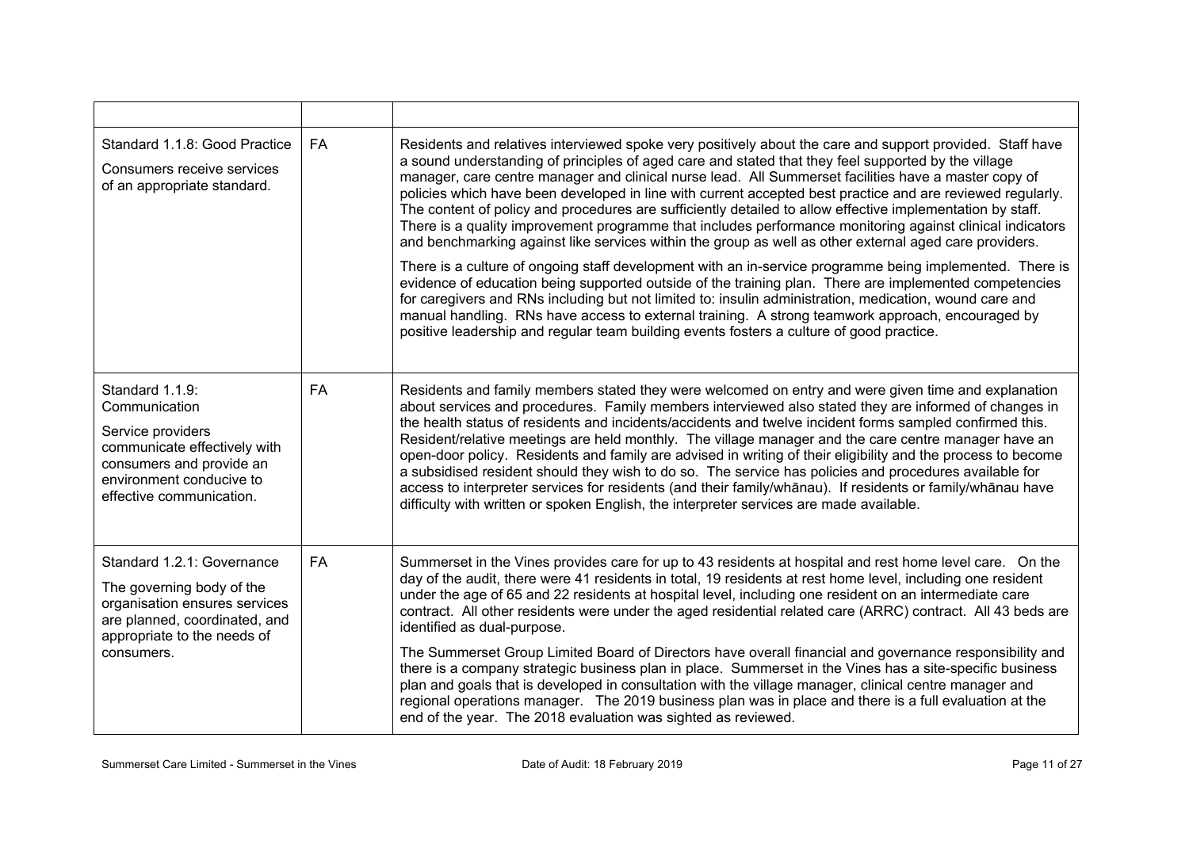| | | |
|---|---|---|
| Standard 1.1.8: Good Practice<br><br>Consumers receive services of an appropriate standard. | FA | Residents and relatives interviewed spoke very positively about the care and support provided. Staff have a sound understanding of principles of aged care and stated that they feel supported by the village manager, care centre manager and clinical nurse lead. All Summerset facilities have a master copy of policies which have been developed in line with current accepted best practice and are reviewed regularly. The content of policy and procedures are sufficiently detailed to allow effective implementation by staff. There is a quality improvement programme that includes performance monitoring against clinical indicators and benchmarking against like services within the group as well as other external aged care providers.<br><br>There is a culture of ongoing staff development with an in-service programme being implemented. There is evidence of education being supported outside of the training plan. There are implemented competencies for caregivers and RNs including but not limited to: insulin administration, medication, wound care and manual handling. RNs have access to external training. A strong teamwork approach, encouraged by positive leadership and regular team building events fosters a culture of good practice. |
| Standard 1.1.9: Communication<br><br>Service providers communicate effectively with consumers and provide an environment conducive to effective communication. | FA | Residents and family members stated they were welcomed on entry and were given time and explanation about services and procedures. Family members interviewed also stated they are informed of changes in the health status of residents and incidents/accidents and twelve incident forms sampled confirmed this. Resident/relative meetings are held monthly. The village manager and the care centre manager have an open-door policy. Residents and family are advised in writing of their eligibility and the process to become a subsidised resident should they wish to do so. The service has policies and procedures available for access to interpreter services for residents (and their family/whānau). If residents or family/whānau have difficulty with written or spoken English, the interpreter services are made available. |
| Standard 1.2.1: Governance<br><br>The governing body of the organisation ensures services are planned, coordinated, and appropriate to the needs of consumers. | FA | Summerset in the Vines provides care for up to 43 residents at hospital and rest home level care. On the day of the audit, there were 41 residents in total, 19 residents at rest home level, including one resident under the age of 65 and 22 residents at hospital level, including one resident on an intermediate care contract. All other residents were under the aged residential related care (ARRC) contract. All 43 beds are identified as dual-purpose.<br><br>The Summerset Group Limited Board of Directors have overall financial and governance responsibility and there is a company strategic business plan in place. Summerset in the Vines has a site-specific business plan and goals that is developed in consultation with the village manager, clinical centre manager and regional operations manager. The 2019 business plan was in place and there is a full evaluation at the end of the year. The 2018 evaluation was sighted as reviewed. |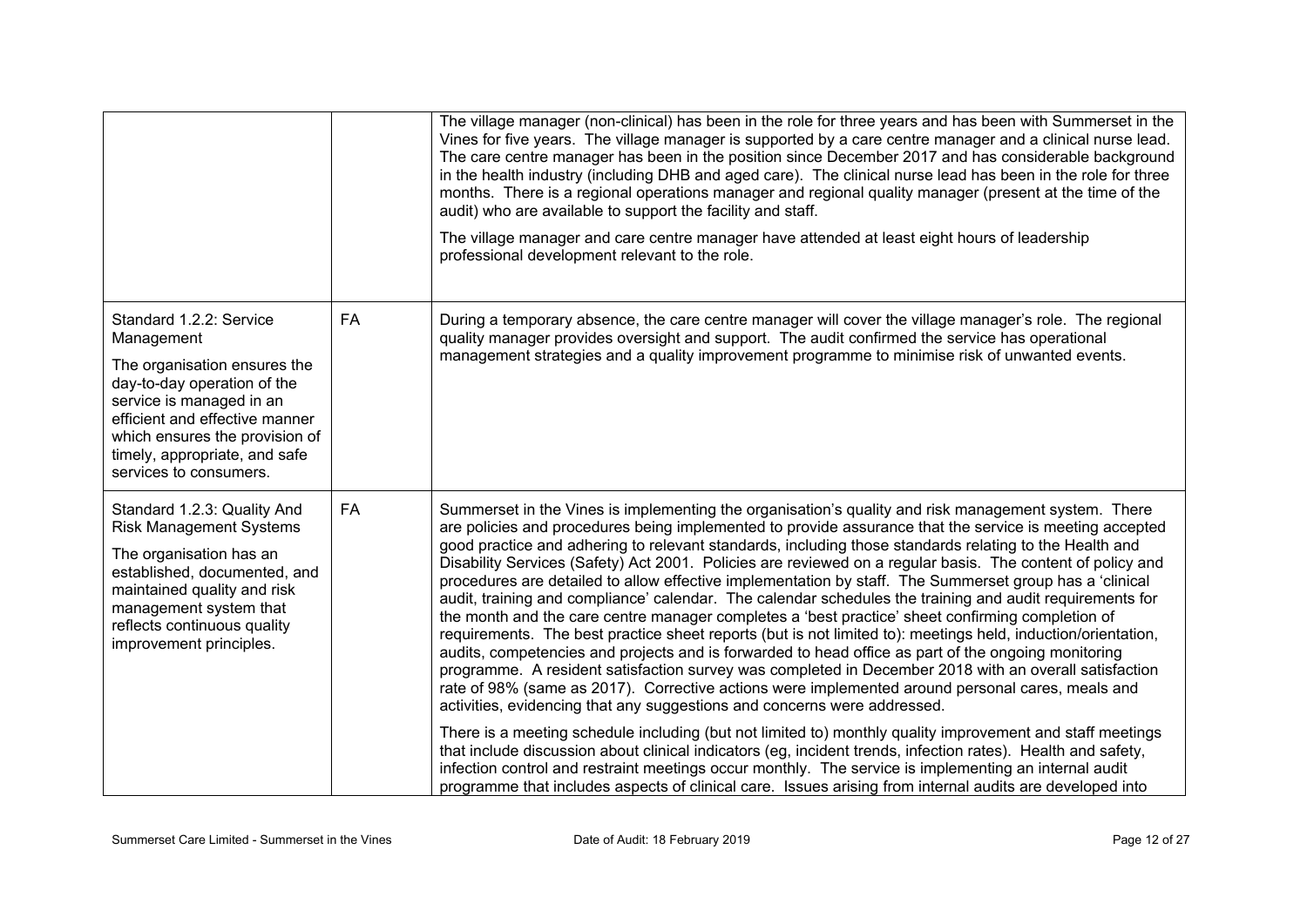| | | |
|---|---|---|
| | | The village manager (non-clinical) has been in the role for three years and has been with Summerset in the Vines for five years. The village manager is supported by a care centre manager and a clinical nurse lead. The care centre manager has been in the position since December 2017 and has considerable background in the health industry (including DHB and aged care). The clinical nurse lead has been in the role for three months. There is a regional operations manager and regional quality manager (present at the time of the audit) who are available to support the facility and staff.<br><br>The village manager and care centre manager have attended at least eight hours of leadership professional development relevant to the role. |
| Standard 1.2.2: Service Management<br><br>The organisation ensures the day-to-day operation of the service is managed in an efficient and effective manner which ensures the provision of timely, appropriate, and safe services to consumers. | FA | During a temporary absence, the care centre manager will cover the village manager's role. The regional quality manager provides oversight and support. The audit confirmed the service has operational management strategies and a quality improvement programme to minimise risk of unwanted events. |
| Standard 1.2.3: Quality And Risk Management Systems<br><br>The organisation has an established, documented, and maintained quality and risk management system that reflects continuous quality improvement principles. | FA | Summerset in the Vines is implementing the organisation's quality and risk management system. There are policies and procedures being implemented to provide assurance that the service is meeting accepted good practice and adhering to relevant standards, including those standards relating to the Health and Disability Services (Safety) Act 2001. Policies are reviewed on a regular basis. The content of policy and procedures are detailed to allow effective implementation by staff. The Summerset group has a 'clinical audit, training and compliance' calendar. The calendar schedules the training and audit requirements for the month and the care centre manager completes a 'best practice' sheet confirming completion of requirements. The best practice sheet reports (but is not limited to): meetings held, induction/orientation, audits, competencies and projects and is forwarded to head office as part of the ongoing monitoring programme. A resident satisfaction survey was completed in December 2018 with an overall satisfaction rate of 98% (same as 2017). Corrective actions were implemented around personal cares, meals and activities, evidencing that any suggestions and concerns were addressed.<br><br>There is a meeting schedule including (but not limited to) monthly quality improvement and staff meetings that include discussion about clinical indicators (eg, incident trends, infection rates). Health and safety, infection control and restraint meetings occur monthly. The service is implementing an internal audit programme that includes aspects of clinical care. Issues arising from internal audits are developed into |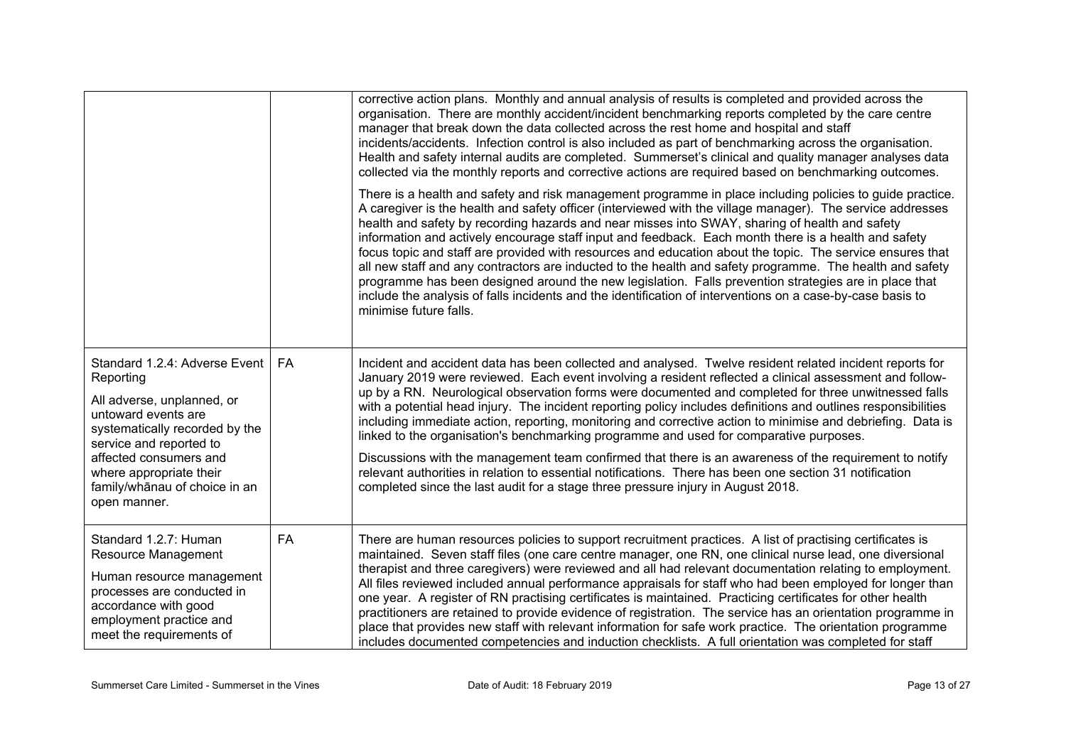| | | |
|---|---|---|
| | | corrective action plans. Monthly and annual analysis of results is completed and provided across the organisation. There are monthly accident/incident benchmarking reports completed by the care centre manager that break down the data collected across the rest home and hospital and staff incidents/accidents. Infection control is also included as part of benchmarking across the organisation. Health and safety internal audits are completed. Summerset's clinical and quality manager analyses data collected via the monthly reports and corrective actions are required based on benchmarking outcomes.<br><br>There is a health and safety and risk management programme in place including policies to guide practice. A caregiver is the health and safety officer (interviewed with the village manager). The service addresses health and safety by recording hazards and near misses into SWAY, sharing of health and safety information and actively encourage staff input and feedback. Each month there is a health and safety focus topic and staff are provided with resources and education about the topic. The service ensures that all new staff and any contractors are inducted to the health and safety programme. The health and safety programme has been designed around the new legislation. Falls prevention strategies are in place that include the analysis of falls incidents and the identification of interventions on a case-by-case basis to minimise future falls. |
| Standard 1.2.4: Adverse Event Reporting<br><br>All adverse, unplanned, or untoward events are systematically recorded by the service and reported to affected consumers and where appropriate their family/whānau of choice in an open manner. | FA | Incident and accident data has been collected and analysed. Twelve resident related incident reports for January 2019 were reviewed. Each event involving a resident reflected a clinical assessment and follow-up by a RN. Neurological observation forms were documented and completed for three unwitnessed falls with a potential head injury. The incident reporting policy includes definitions and outlines responsibilities including immediate action, reporting, monitoring and corrective action to minimise and debriefing. Data is linked to the organisation's benchmarking programme and used for comparative purposes.<br><br>Discussions with the management team confirmed that there is an awareness of the requirement to notify relevant authorities in relation to essential notifications. There has been one section 31 notification completed since the last audit for a stage three pressure injury in August 2018. |
| Standard 1.2.7: Human Resource Management<br><br>Human resource management processes are conducted in accordance with good employment practice and meet the requirements of | FA | There are human resources policies to support recruitment practices. A list of practising certificates is maintained. Seven staff files (one care centre manager, one RN, one clinical nurse lead, one diversional therapist and three caregivers) were reviewed and all had relevant documentation relating to employment. All files reviewed included annual performance appraisals for staff who had been employed for longer than one year. A register of RN practising certificates is maintained. Practicing certificates for other health practitioners are retained to provide evidence of registration. The service has an orientation programme in place that provides new staff with relevant information for safe work practice. The orientation programme includes documented competencies and induction checklists. A full orientation was completed for staff |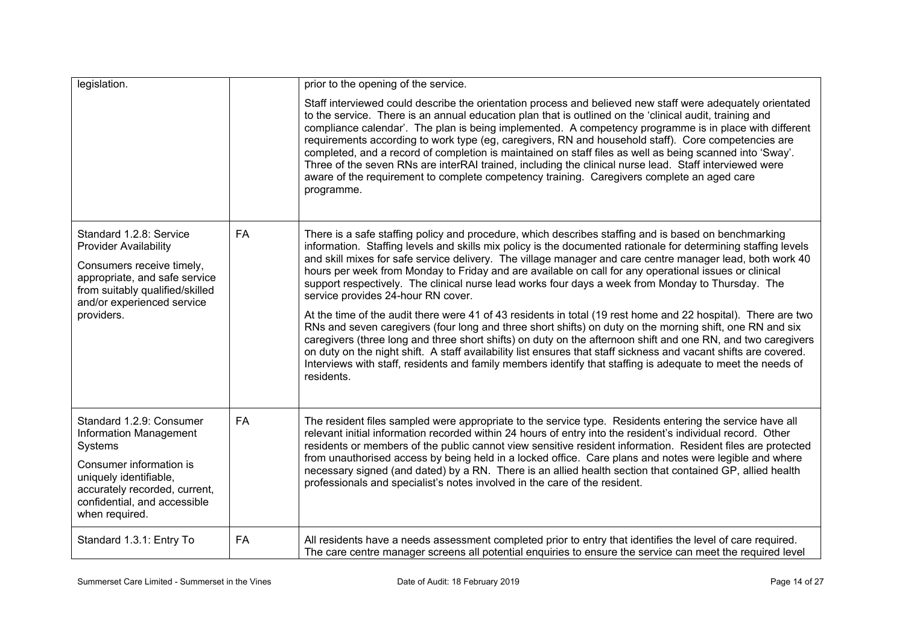| | | |
|---|---|---|
| legislation. | | prior to the opening of the service.<br><br>Staff interviewed could describe the orientation process and believed new staff were adequately orientated to the service. There is an annual education plan that is outlined on the 'clinical audit, training and compliance calendar'. The plan is being implemented. A competency programme is in place with different requirements according to work type (eg, caregivers, RN and household staff). Core competencies are completed, and a record of completion is maintained on staff files as well as being scanned into 'Sway'. Three of the seven RNs are interRAI trained, including the clinical nurse lead. Staff interviewed were aware of the requirement to complete competency training. Caregivers complete an aged care programme. |
| Standard 1.2.8: Service Provider Availability<br><br>Consumers receive timely, appropriate, and safe service from suitably qualified/skilled and/or experienced service providers. | FA | There is a safe staffing policy and procedure, which describes staffing and is based on benchmarking information. Staffing levels and skills mix policy is the documented rationale for determining staffing levels and skill mixes for safe service delivery. The village manager and care centre manager lead, both work 40 hours per week from Monday to Friday and are available on call for any operational issues or clinical support respectively. The clinical nurse lead works four days a week from Monday to Thursday. The service provides 24-hour RN cover.<br><br>At the time of the audit there were 41 of 43 residents in total (19 rest home and 22 hospital). There are two RNs and seven caregivers (four long and three short shifts) on duty on the morning shift, one RN and six caregivers (three long and three short shifts) on duty on the afternoon shift and one RN, and two caregivers on duty on the night shift. A staff availability list ensures that staff sickness and vacant shifts are covered. Interviews with staff, residents and family members identify that staffing is adequate to meet the needs of residents. |
| Standard 1.2.9: Consumer Information Management Systems<br><br>Consumer information is uniquely identifiable, accurately recorded, current, confidential, and accessible when required. | FA | The resident files sampled were appropriate to the service type. Residents entering the service have all relevant initial information recorded within 24 hours of entry into the resident's individual record. Other residents or members of the public cannot view sensitive resident information. Resident files are protected from unauthorised access by being held in a locked office. Care plans and notes were legible and where necessary signed (and dated) by a RN. There is an allied health section that contained GP, allied health professionals and specialist's notes involved in the care of the resident. |
| Standard 1.3.1: Entry To | FA | All residents have a needs assessment completed prior to entry that identifies the level of care required. The care centre manager screens all potential enquiries to ensure the service can meet the required level |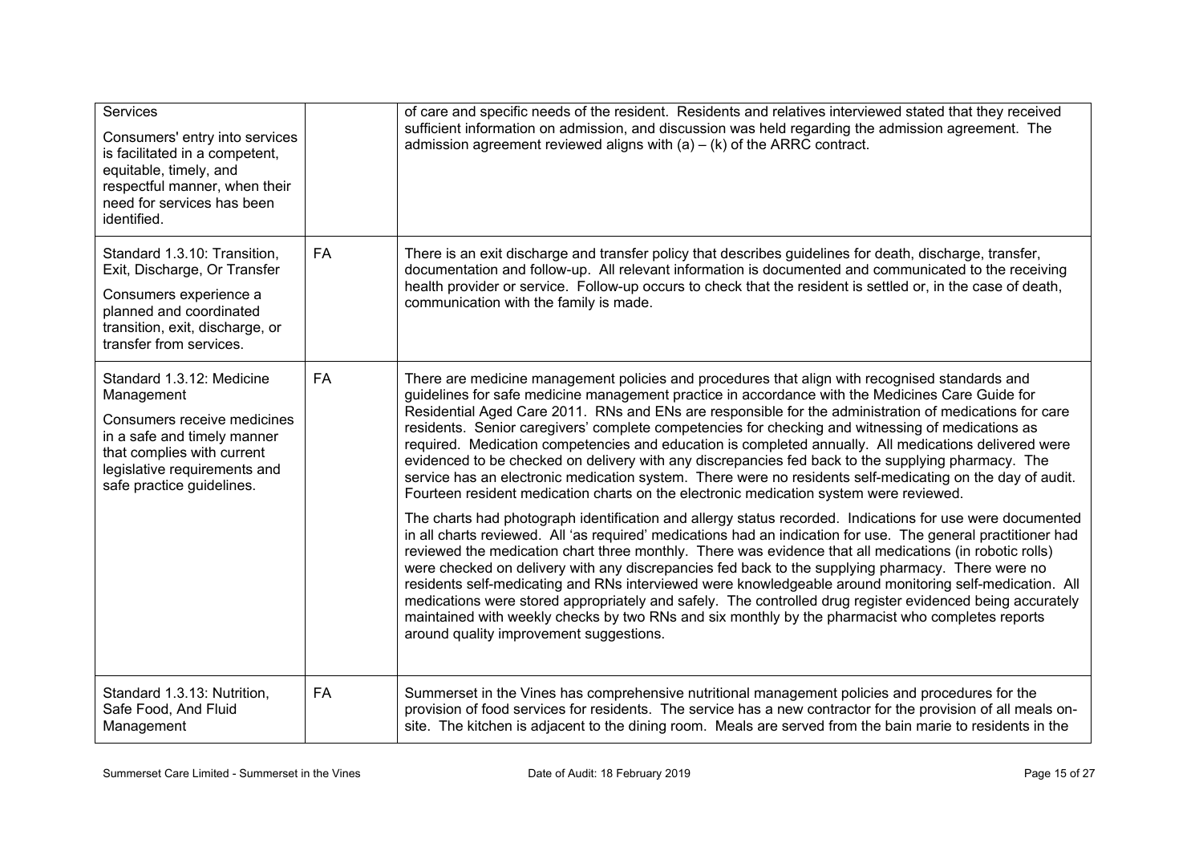| | | |
|---|---|---|
| Services<br><br>Consumers' entry into services is facilitated in a competent, equitable, timely, and respectful manner, when their need for services has been identified. | | of care and specific needs of the resident. Residents and relatives interviewed stated that they received sufficient information on admission, and discussion was held regarding the admission agreement. The admission agreement reviewed aligns with (a) – (k) of the ARRC contract. |
| Standard 1.3.10: Transition, Exit, Discharge, Or Transfer<br><br>Consumers experience a planned and coordinated transition, exit, discharge, or transfer from services. | FA | There is an exit discharge and transfer policy that describes guidelines for death, discharge, transfer, documentation and follow-up. All relevant information is documented and communicated to the receiving health provider or service. Follow-up occurs to check that the resident is settled or, in the case of death, communication with the family is made. |
| Standard 1.3.12: Medicine Management<br><br>Consumers receive medicines in a safe and timely manner that complies with current legislative requirements and safe practice guidelines. | FA | There are medicine management policies and procedures that align with recognised standards and guidelines for safe medicine management practice in accordance with the Medicines Care Guide for Residential Aged Care 2011. RNs and ENs are responsible for the administration of medications for care residents. Senior caregivers' complete competencies for checking and witnessing of medications as required. Medication competencies and education is completed annually. All medications delivered were evidenced to be checked on delivery with any discrepancies fed back to the supplying pharmacy. The service has an electronic medication system. There were no residents self-medicating on the day of audit. Fourteen resident medication charts on the electronic medication system were reviewed.<br><br>The charts had photograph identification and allergy status recorded. Indications for use were documented in all charts reviewed. All 'as required' medications had an indication for use. The general practitioner had reviewed the medication chart three monthly. There was evidence that all medications (in robotic rolls) were checked on delivery with any discrepancies fed back to the supplying pharmacy. There were no residents self-medicating and RNs interviewed were knowledgeable around monitoring self-medication. All medications were stored appropriately and safely. The controlled drug register evidenced being accurately maintained with weekly checks by two RNs and six monthly by the pharmacist who completes reports around quality improvement suggestions. |
| Standard 1.3.13: Nutrition, Safe Food, And Fluid Management | FA | Summerset in the Vines has comprehensive nutritional management policies and procedures for the provision of food services for residents. The service has a new contractor for the provision of all meals on-site. The kitchen is adjacent to the dining room. Meals are served from the bain marie to residents in the |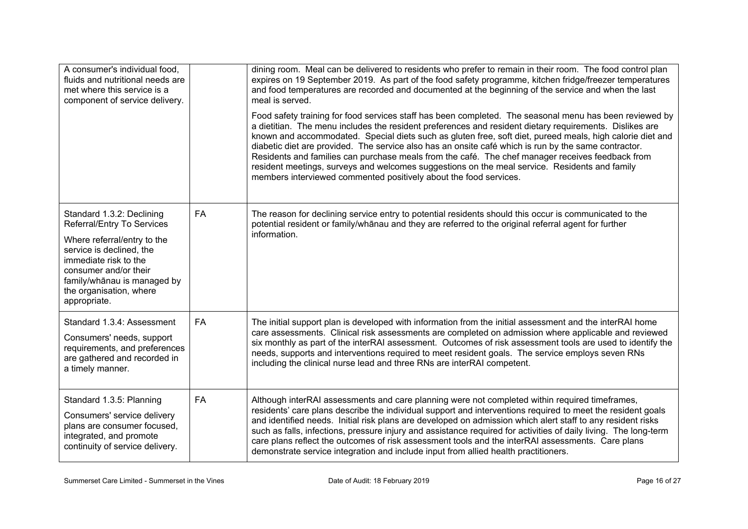| | | |
|---|---|---|
| A consumer's individual food, fluids and nutritional needs are met where this service is a component of service delivery. | | dining room. Meal can be delivered to residents who prefer to remain in their room. The food control plan expires on 19 September 2019. As part of the food safety programme, kitchen fridge/freezer temperatures and food temperatures are recorded and documented at the beginning of the service and when the last meal is served.<br><br>Food safety training for food services staff has been completed. The seasonal menu has been reviewed by a dietitian. The menu includes the resident preferences and resident dietary requirements. Dislikes are known and accommodated. Special diets such as gluten free, soft diet, pureed meals, high calorie diet and diabetic diet are provided. The service also has an onsite café which is run by the same contractor. Residents and families can purchase meals from the café. The chef manager receives feedback from resident meetings, surveys and welcomes suggestions on the meal service. Residents and family members interviewed commented positively about the food services. |
| Standard 1.3.2: Declining Referral/Entry To Services<br><br>Where referral/entry to the service is declined, the immediate risk to the consumer and/or their family/whānau is managed by the organisation, where appropriate. | FA | The reason for declining service entry to potential residents should this occur is communicated to the potential resident or family/whānau and they are referred to the original referral agent for further information. |
| Standard 1.3.4: Assessment<br><br>Consumers' needs, support requirements, and preferences are gathered and recorded in a timely manner. | FA | The initial support plan is developed with information from the initial assessment and the interRAI home care assessments. Clinical risk assessments are completed on admission where applicable and reviewed six monthly as part of the interRAI assessment. Outcomes of risk assessment tools are used to identify the needs, supports and interventions required to meet resident goals. The service employs seven RNs including the clinical nurse lead and three RNs are interRAI competent. |
| Standard 1.3.5: Planning<br><br>Consumers' service delivery plans are consumer focused, integrated, and promote continuity of service delivery. | FA | Although interRAI assessments and care planning were not completed within required timeframes, residents' care plans describe the individual support and interventions required to meet the resident goals and identified needs. Initial risk plans are developed on admission which alert staff to any resident risks such as falls, infections, pressure injury and assistance required for activities of daily living. The long-term care plans reflect the outcomes of risk assessment tools and the interRAI assessments. Care plans demonstrate service integration and include input from allied health practitioners. |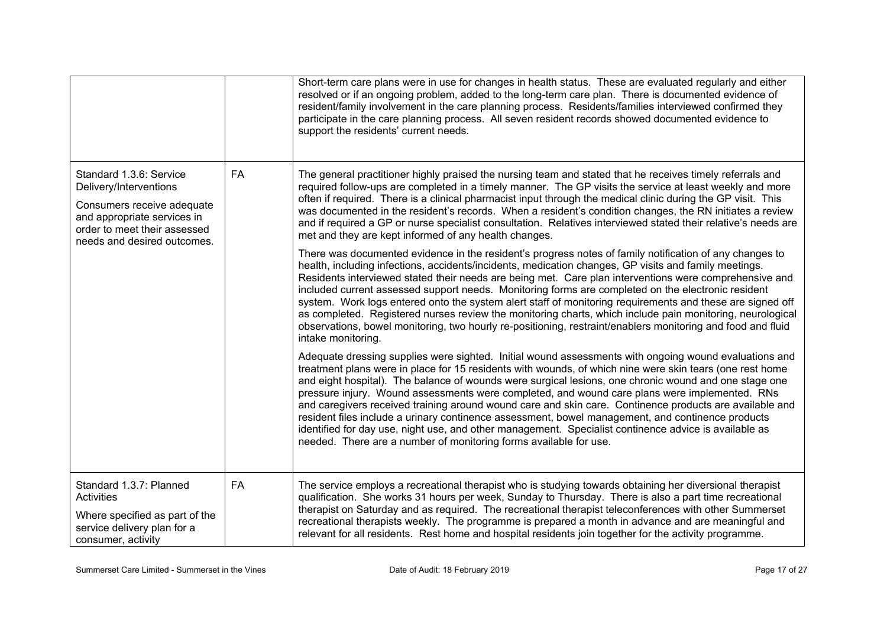| | | |
|---|---|---|
| | | Short-term care plans were in use for changes in health status. These are evaluated regularly and either resolved or if an ongoing problem, added to the long-term care plan. There is documented evidence of resident/family involvement in the care planning process. Residents/families interviewed confirmed they participate in the care planning process. All seven resident records showed documented evidence to support the residents' current needs. |
| Standard 1.3.6: Service Delivery/Interventions<br><br>Consumers receive adequate and appropriate services in order to meet their assessed needs and desired outcomes. | FA | The general practitioner highly praised the nursing team and stated that he receives timely referrals and required follow-ups are completed in a timely manner. The GP visits the service at least weekly and more often if required. There is a clinical pharmacist input through the medical clinic during the GP visit. This was documented in the resident's records. When a resident's condition changes, the RN initiates a review and if required a GP or nurse specialist consultation. Relatives interviewed stated their relative's needs are met and they are kept informed of any health changes.<br><br>There was documented evidence in the resident's progress notes of family notification of any changes to health, including infections, accidents/incidents, medication changes, GP visits and family meetings. Residents interviewed stated their needs are being met. Care plan interventions were comprehensive and included current assessed support needs. Monitoring forms are completed on the electronic resident system. Work logs entered onto the system alert staff of monitoring requirements and these are signed off as completed. Registered nurses review the monitoring charts, which include pain monitoring, neurological observations, bowel monitoring, two hourly re-positioning, restraint/enablers monitoring and food and fluid intake monitoring.<br><br>Adequate dressing supplies were sighted. Initial wound assessments with ongoing wound evaluations and treatment plans were in place for 15 residents with wounds, of which nine were skin tears (one rest home and eight hospital). The balance of wounds were surgical lesions, one chronic wound and one stage one pressure injury. Wound assessments were completed, and wound care plans were implemented. RNs and caregivers received training around wound care and skin care. Continence products are available and resident files include a urinary continence assessment, bowel management, and continence products identified for day use, night use, and other management. Specialist continence advice is available as needed. There are a number of monitoring forms available for use. |
| Standard 1.3.7: Planned Activities<br><br>Where specified as part of the service delivery plan for a consumer, activity | FA | The service employs a recreational therapist who is studying towards obtaining her diversional therapist qualification. She works 31 hours per week, Sunday to Thursday. There is also a part time recreational therapist on Saturday and as required. The recreational therapist teleconferences with other Summerset recreational therapists weekly. The programme is prepared a month in advance and are meaningful and relevant for all residents. Rest home and hospital residents join together for the activity programme. |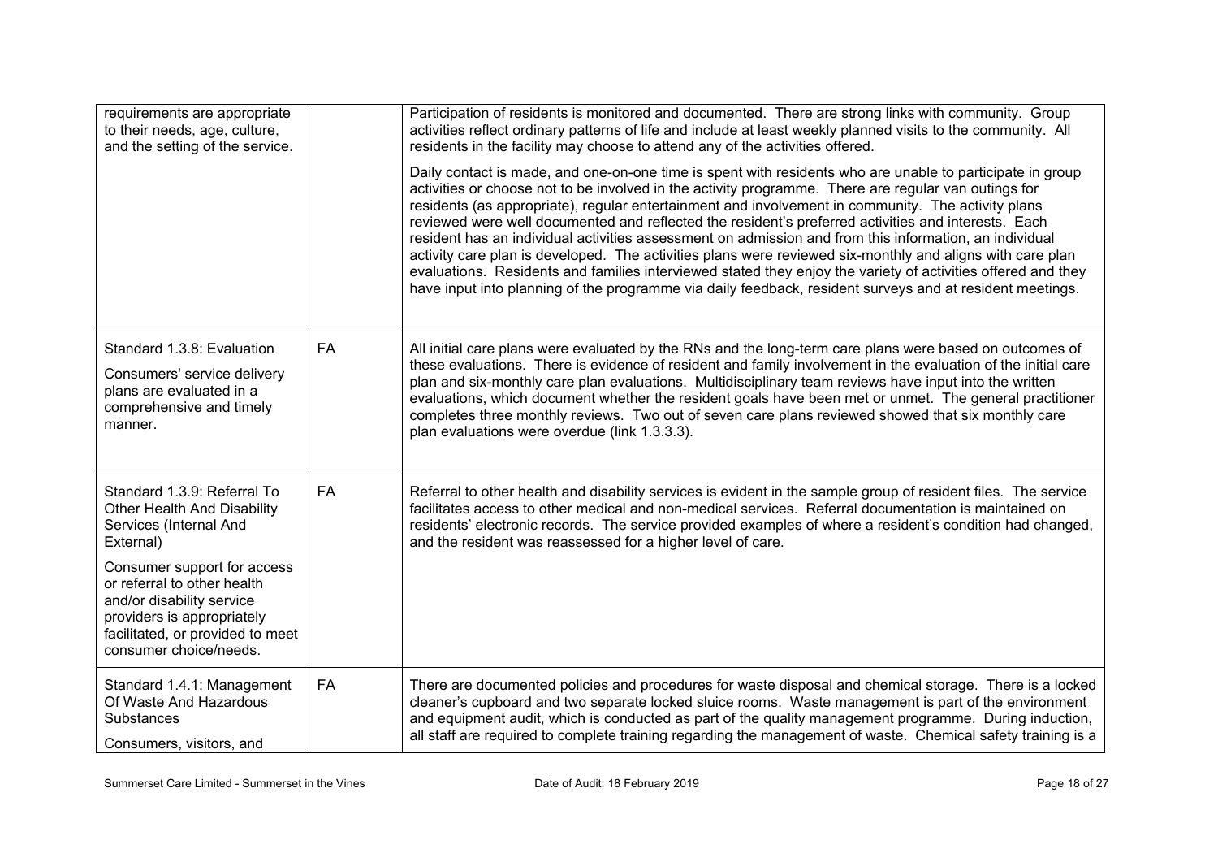| | | |
|---|---|---|
| requirements are appropriate to their needs, age, culture, and the setting of the service. | | Participation of residents is monitored and documented. There are strong links with community. Group activities reflect ordinary patterns of life and include at least weekly planned visits to the community. All residents in the facility may choose to attend any of the activities offered.<br><br>Daily contact is made, and one-on-one time is spent with residents who are unable to participate in group activities or choose not to be involved in the activity programme. There are regular van outings for residents (as appropriate), regular entertainment and involvement in community. The activity plans reviewed were well documented and reflected the resident's preferred activities and interests. Each resident has an individual activities assessment on admission and from this information, an individual activity care plan is developed. The activities plans were reviewed six-monthly and aligns with care plan evaluations. Residents and families interviewed stated they enjoy the variety of activities offered and they have input into planning of the programme via daily feedback, resident surveys and at resident meetings. |
| Standard 1.3.8: Evaluation<br><br>Consumers' service delivery plans are evaluated in a comprehensive and timely manner. | FA | All initial care plans were evaluated by the RNs and the long-term care plans were based on outcomes of these evaluations. There is evidence of resident and family involvement in the evaluation of the initial care plan and six-monthly care plan evaluations. Multidisciplinary team reviews have input into the written evaluations, which document whether the resident goals have been met or unmet. The general practitioner completes three monthly reviews. Two out of seven care plans reviewed showed that six monthly care plan evaluations were overdue (link 1.3.3.3). |
| Standard 1.3.9: Referral To Other Health And Disability Services (Internal And External)<br><br>Consumer support for access or referral to other health and/or disability service providers is appropriately facilitated, or provided to meet consumer choice/needs. | FA | Referral to other health and disability services is evident in the sample group of resident files. The service facilitates access to other medical and non-medical services. Referral documentation is maintained on residents' electronic records. The service provided examples of where a resident's condition had changed, and the resident was reassessed for a higher level of care. |
| Standard 1.4.1: Management Of Waste And Hazardous Substances<br><br>Consumers, visitors, and | FA | There are documented policies and procedures for waste disposal and chemical storage. There is a locked cleaner's cupboard and two separate locked sluice rooms. Waste management is part of the environment and equipment audit, which is conducted as part of the quality management programme. During induction, all staff are required to complete training regarding the management of waste. Chemical safety training is a |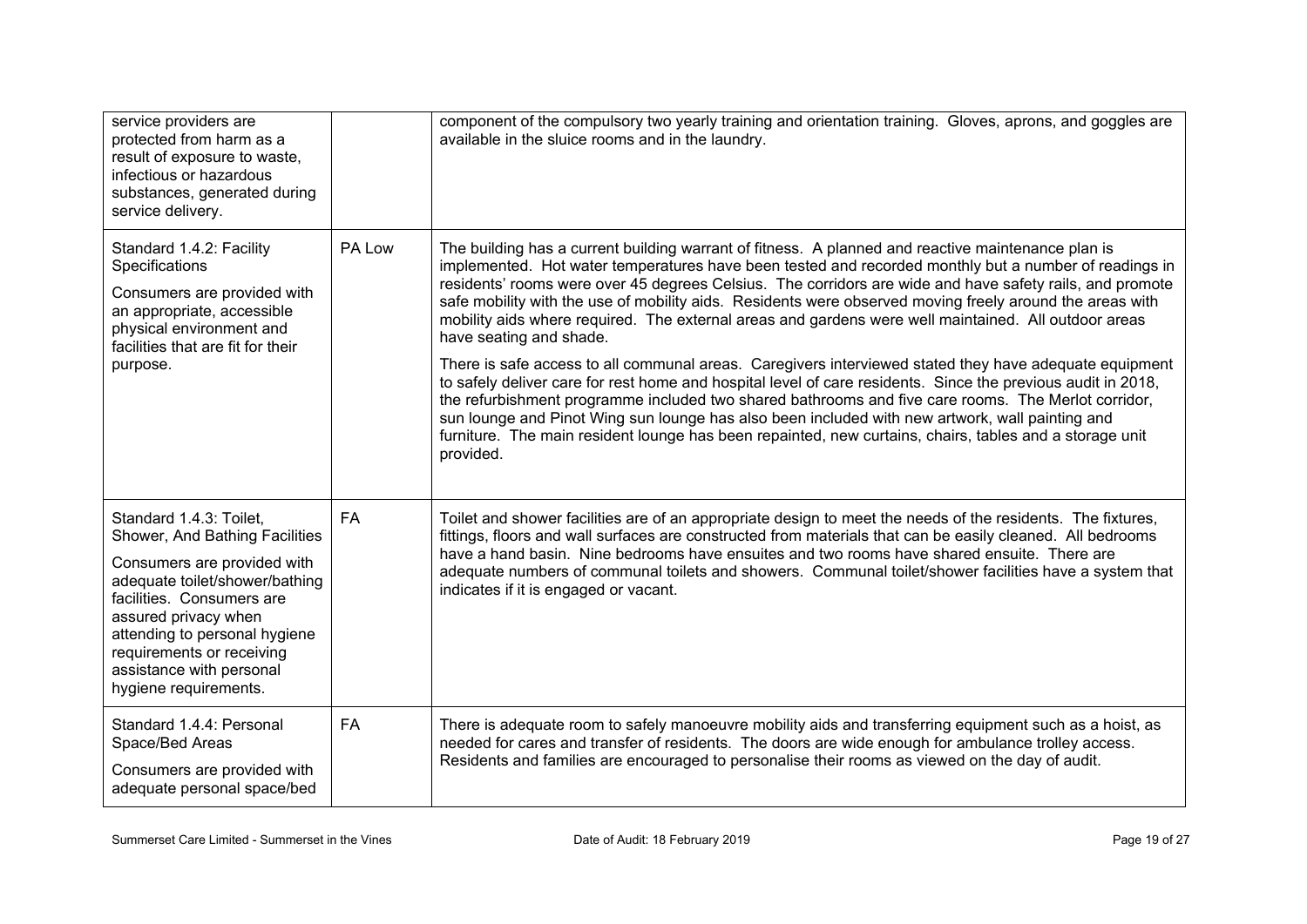| | | |
|---|---|---|
| service providers are protected from harm as a result of exposure to waste, infectious or hazardous substances, generated during service delivery. | | component of the compulsory two yearly training and orientation training. Gloves, aprons, and goggles are available in the sluice rooms and in the laundry. |
| Standard 1.4.2: Facility Specifications<br><br>Consumers are provided with an appropriate, accessible physical environment and facilities that are fit for their purpose. | PA Low | The building has a current building warrant of fitness. A planned and reactive maintenance plan is implemented. Hot water temperatures have been tested and recorded monthly but a number of readings in residents' rooms were over 45 degrees Celsius. The corridors are wide and have safety rails, and promote safe mobility with the use of mobility aids. Residents were observed moving freely around the areas with mobility aids where required. The external areas and gardens were well maintained. All outdoor areas have seating and shade.<br><br>There is safe access to all communal areas. Caregivers interviewed stated they have adequate equipment to safely deliver care for rest home and hospital level of care residents. Since the previous audit in 2018, the refurbishment programme included two shared bathrooms and five care rooms. The Merlot corridor, sun lounge and Pinot Wing sun lounge has also been included with new artwork, wall painting and furniture. The main resident lounge has been repainted, new curtains, chairs, tables and a storage unit provided. |
| Standard 1.4.3: Toilet, Shower, And Bathing Facilities<br><br>Consumers are provided with adequate toilet/shower/bathing facilities. Consumers are assured privacy when attending to personal hygiene requirements or receiving assistance with personal hygiene requirements. | FA | Toilet and shower facilities are of an appropriate design to meet the needs of the residents. The fixtures, fittings, floors and wall surfaces are constructed from materials that can be easily cleaned. All bedrooms have a hand basin. Nine bedrooms have ensuites and two rooms have shared ensuite. There are adequate numbers of communal toilets and showers. Communal toilet/shower facilities have a system that indicates if it is engaged or vacant. |
| Standard 1.4.4: Personal Space/Bed Areas<br><br>Consumers are provided with adequate personal space/bed | FA | There is adequate room to safely manoeuvre mobility aids and transferring equipment such as a hoist, as needed for cares and transfer of residents. The doors are wide enough for ambulance trolley access. Residents and families are encouraged to personalise their rooms as viewed on the day of audit. |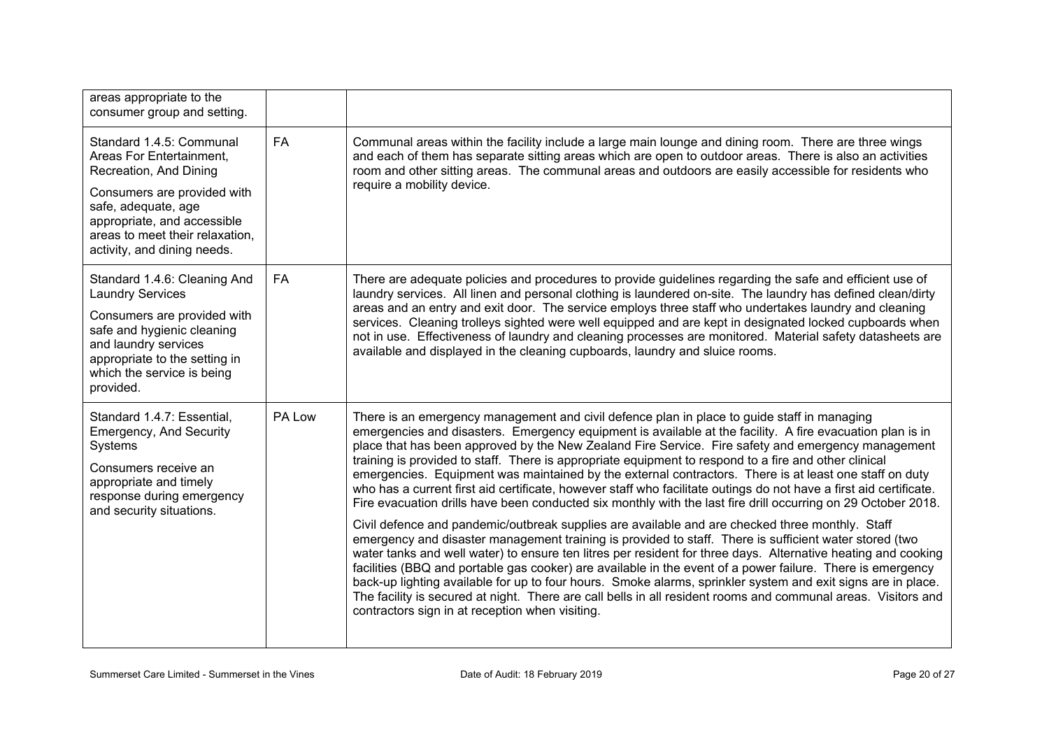| | | |
|---|---|---|
| areas appropriate to the consumer group and setting. | | |
| Standard 1.4.5: Communal Areas For Entertainment, Recreation, And Dining<br><br>Consumers are provided with safe, adequate, age appropriate, and accessible areas to meet their relaxation, activity, and dining needs. | FA | Communal areas within the facility include a large main lounge and dining room. There are three wings and each of them has separate sitting areas which are open to outdoor areas. There is also an activities room and other sitting areas. The communal areas and outdoors are easily accessible for residents who require a mobility device. |
| Standard 1.4.6: Cleaning And Laundry Services<br><br>Consumers are provided with safe and hygienic cleaning and laundry services appropriate to the setting in which the service is being provided. | FA | There are adequate policies and procedures to provide guidelines regarding the safe and efficient use of laundry services. All linen and personal clothing is laundered on-site. The laundry has defined clean/dirty areas and an entry and exit door. The service employs three staff who undertakes laundry and cleaning services. Cleaning trolleys sighted were well equipped and are kept in designated locked cupboards when not in use. Effectiveness of laundry and cleaning processes are monitored. Material safety datasheets are available and displayed in the cleaning cupboards, laundry and sluice rooms. |
| Standard 1.4.7: Essential, Emergency, And Security Systems<br><br>Consumers receive an appropriate and timely response during emergency and security situations. | PA Low | There is an emergency management and civil defence plan in place to guide staff in managing emergencies and disasters. Emergency equipment is available at the facility. A fire evacuation plan is in place that has been approved by the New Zealand Fire Service. Fire safety and emergency management training is provided to staff. There is appropriate equipment to respond to a fire and other clinical emergencies. Equipment was maintained by the external contractors. There is at least one staff on duty who has a current first aid certificate, however staff who facilitate outings do not have a first aid certificate. Fire evacuation drills have been conducted six monthly with the last fire drill occurring on 29 October 2018.<br><br>Civil defence and pandemic/outbreak supplies are available and are checked three monthly. Staff emergency and disaster management training is provided to staff. There is sufficient water stored (two water tanks and well water) to ensure ten litres per resident for three days. Alternative heating and cooking facilities (BBQ and portable gas cooker) are available in the event of a power failure. There is emergency back-up lighting available for up to four hours. Smoke alarms, sprinkler system and exit signs are in place. The facility is secured at night. There are call bells in all resident rooms and communal areas. Visitors and contractors sign in at reception when visiting. |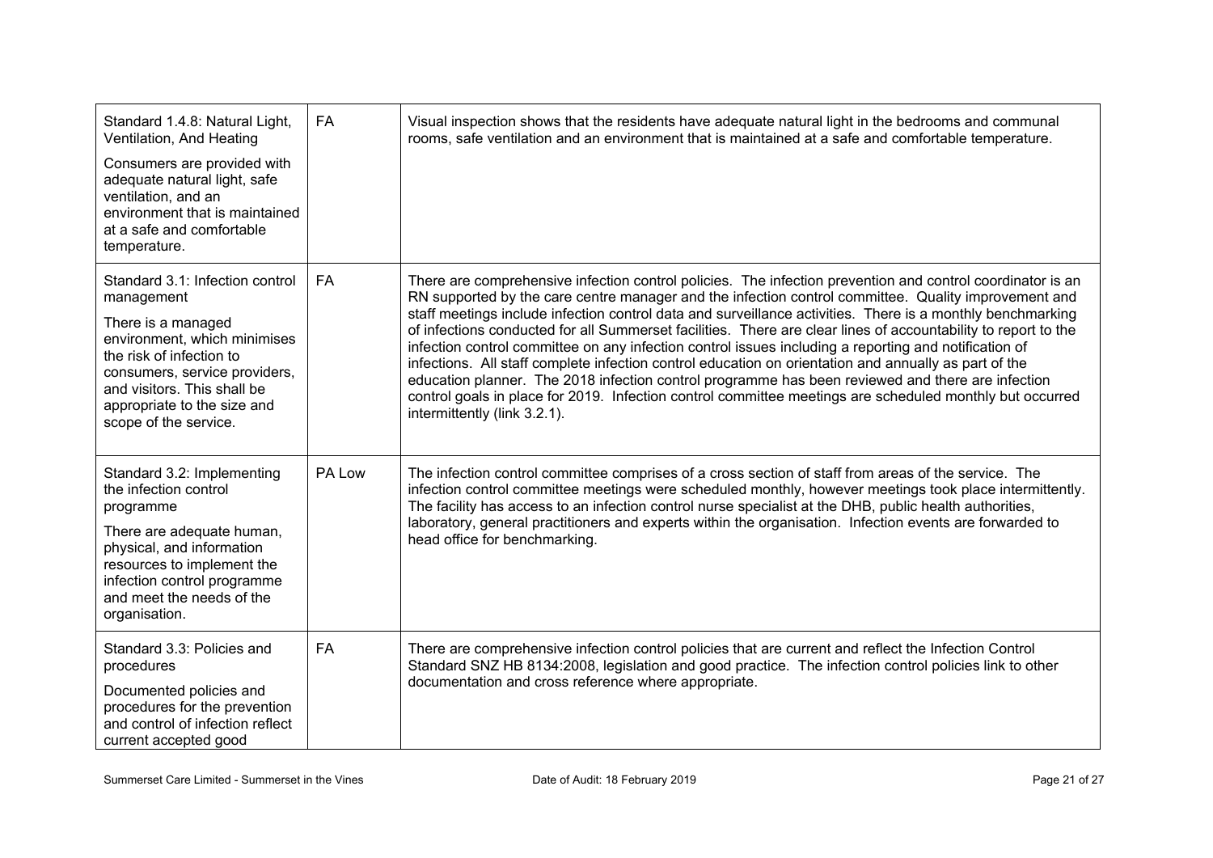| | | |
|---|---|---|
| Standard 1.4.8: Natural Light, Ventilation, And Heating<br><br>Consumers are provided with adequate natural light, safe ventilation, and an environment that is maintained at a safe and comfortable temperature. | FA | Visual inspection shows that the residents have adequate natural light in the bedrooms and communal rooms, safe ventilation and an environment that is maintained at a safe and comfortable temperature. |
| Standard 3.1: Infection control management<br><br>There is a managed environment, which minimises the risk of infection to consumers, service providers, and visitors. This shall be appropriate to the size and scope of the service. | FA | There are comprehensive infection control policies. The infection prevention and control coordinator is an RN supported by the care centre manager and the infection control committee. Quality improvement and staff meetings include infection control data and surveillance activities. There is a monthly benchmarking of infections conducted for all Summerset facilities. There are clear lines of accountability to report to the infection control committee on any infection control issues including a reporting and notification of infections. All staff complete infection control education on orientation and annually as part of the education planner. The 2018 infection control programme has been reviewed and there are infection control goals in place for 2019. Infection control committee meetings are scheduled monthly but occurred intermittently (link 3.2.1). |
| Standard 3.2: Implementing the infection control programme<br><br>There are adequate human, physical, and information resources to implement the infection control programme and meet the needs of the organisation. | PA Low | The infection control committee comprises of a cross section of staff from areas of the service. The infection control committee meetings were scheduled monthly, however meetings took place intermittently. The facility has access to an infection control nurse specialist at the DHB, public health authorities, laboratory, general practitioners and experts within the organisation. Infection events are forwarded to head office for benchmarking. |
| Standard 3.3: Policies and procedures<br><br>Documented policies and procedures for the prevention and control of infection reflect current accepted good | FA | There are comprehensive infection control policies that are current and reflect the Infection Control Standard SNZ HB 8134:2008, legislation and good practice. The infection control policies link to other documentation and cross reference where appropriate. |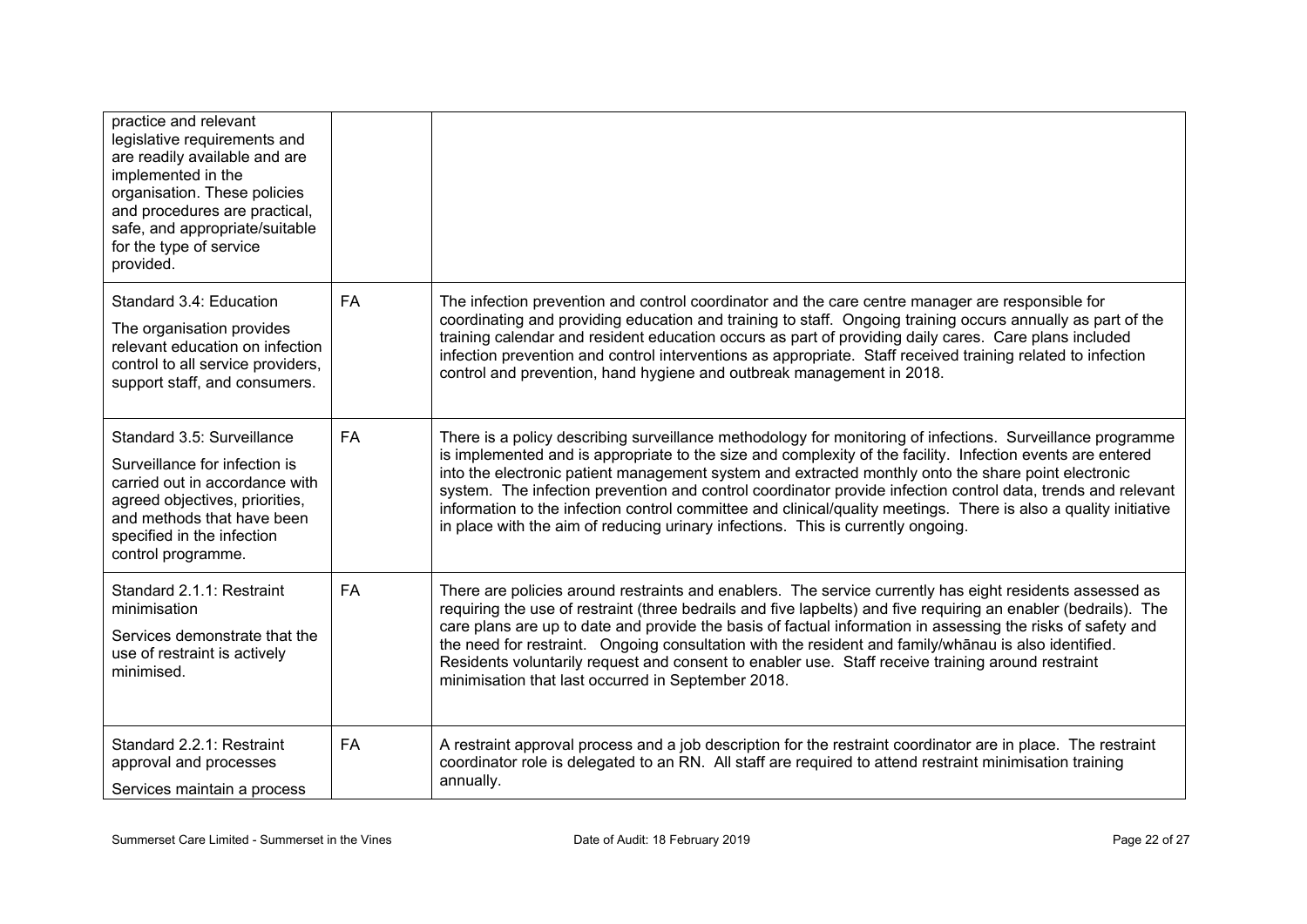| | | |
|---|---|---|
| practice and relevant legislative requirements and are readily available and are implemented in the organisation. These policies and procedures are practical, safe, and appropriate/suitable for the type of service provided. | | |
| Standard 3.4: Education<br>The organisation provides relevant education on infection control to all service providers, support staff, and consumers. | FA | The infection prevention and control coordinator and the care centre manager are responsible for coordinating and providing education and training to staff. Ongoing training occurs annually as part of the training calendar and resident education occurs as part of providing daily cares. Care plans included infection prevention and control interventions as appropriate. Staff received training related to infection control and prevention, hand hygiene and outbreak management in 2018. |
| Standard 3.5: Surveillance<br>Surveillance for infection is carried out in accordance with agreed objectives, priorities, and methods that have been specified in the infection control programme. | FA | There is a policy describing surveillance methodology for monitoring of infections. Surveillance programme is implemented and is appropriate to the size and complexity of the facility. Infection events are entered into the electronic patient management system and extracted monthly onto the share point electronic system. The infection prevention and control coordinator provide infection control data, trends and relevant information to the infection control committee and clinical/quality meetings. There is also a quality initiative in place with the aim of reducing urinary infections. This is currently ongoing. |
| Standard 2.1.1: Restraint minimisation<br>Services demonstrate that the use of restraint is actively minimised. | FA | There are policies around restraints and enablers. The service currently has eight residents assessed as requiring the use of restraint (three bedrails and five lapbelts) and five requiring an enabler (bedrails). The care plans are up to date and provide the basis of factual information in assessing the risks of safety and the need for restraint. Ongoing consultation with the resident and family/whānau is also identified. Residents voluntarily request and consent to enabler use. Staff receive training around restraint minimisation that last occurred in September 2018. |
| Standard 2.2.1: Restraint approval and processes<br>Services maintain a process | FA | A restraint approval process and a job description for the restraint coordinator are in place. The restraint coordinator role is delegated to an RN. All staff are required to attend restraint minimisation training annually. |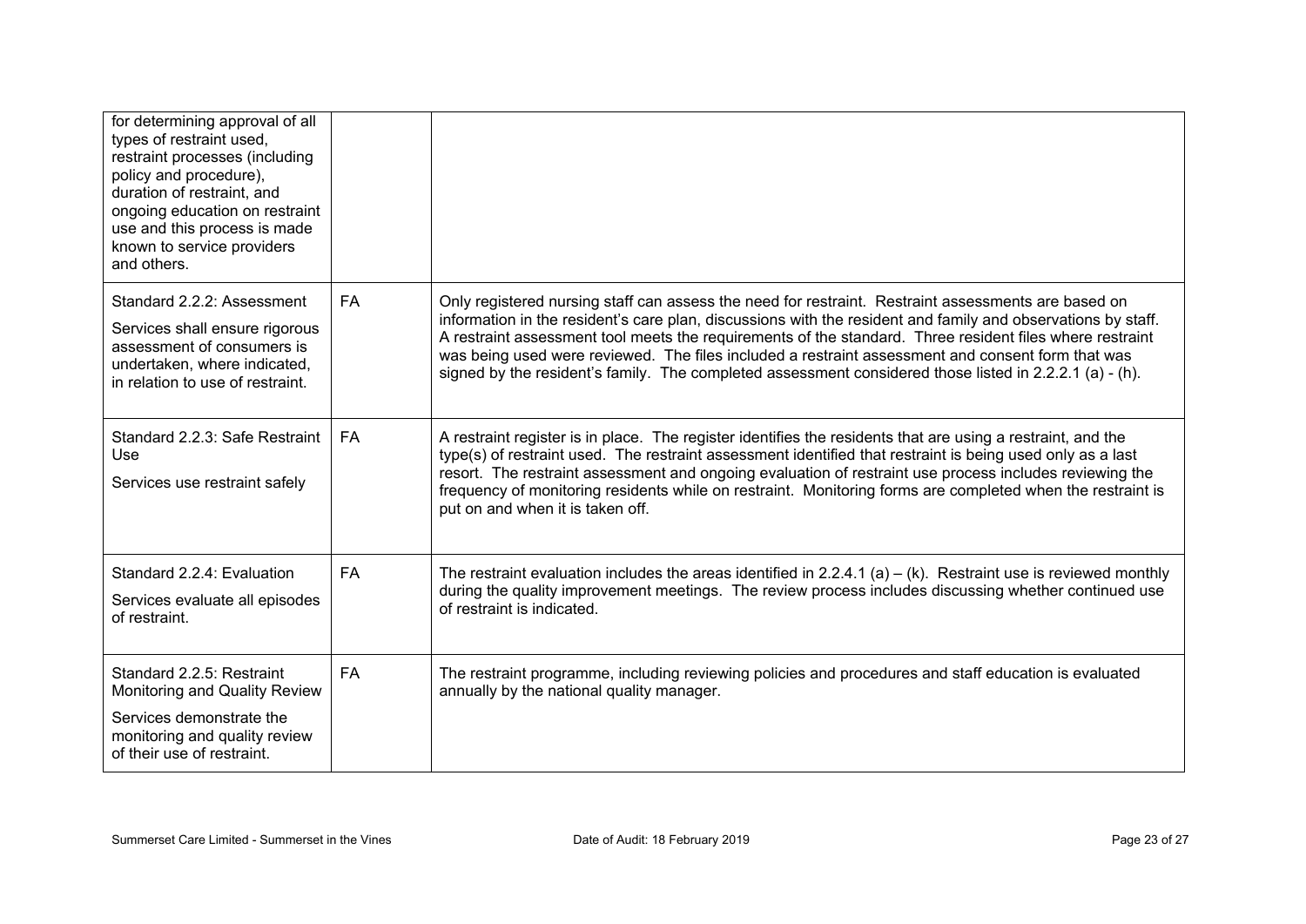| | | |
|---|---|---|
| for determining approval of all types of restraint used, restraint processes (including policy and procedure), duration of restraint, and ongoing education on restraint use and this process is made known to service providers and others. | | |
| Standard 2.2.2: Assessment<br><br>Services shall ensure rigorous assessment of consumers is undertaken, where indicated, in relation to use of restraint. | FA | Only registered nursing staff can assess the need for restraint. Restraint assessments are based on information in the resident's care plan, discussions with the resident and family and observations by staff. A restraint assessment tool meets the requirements of the standard. Three resident files where restraint was being used were reviewed. The files included a restraint assessment and consent form that was signed by the resident's family. The completed assessment considered those listed in 2.2.2.1 (a) - (h). |
| Standard 2.2.3: Safe Restraint Use<br><br>Services use restraint safely | FA | A restraint register is in place. The register identifies the residents that are using a restraint, and the type(s) of restraint used. The restraint assessment identified that restraint is being used only as a last resort. The restraint assessment and ongoing evaluation of restraint use process includes reviewing the frequency of monitoring residents while on restraint. Monitoring forms are completed when the restraint is put on and when it is taken off. |
| Standard 2.2.4: Evaluation<br><br>Services evaluate all episodes of restraint. | FA | The restraint evaluation includes the areas identified in 2.2.4.1 (a) – (k). Restraint use is reviewed monthly during the quality improvement meetings. The review process includes discussing whether continued use of restraint is indicated. |
| Standard 2.2.5: Restraint Monitoring and Quality Review<br><br>Services demonstrate the monitoring and quality review of their use of restraint. | FA | The restraint programme, including reviewing policies and procedures and staff education is evaluated annually by the national quality manager. |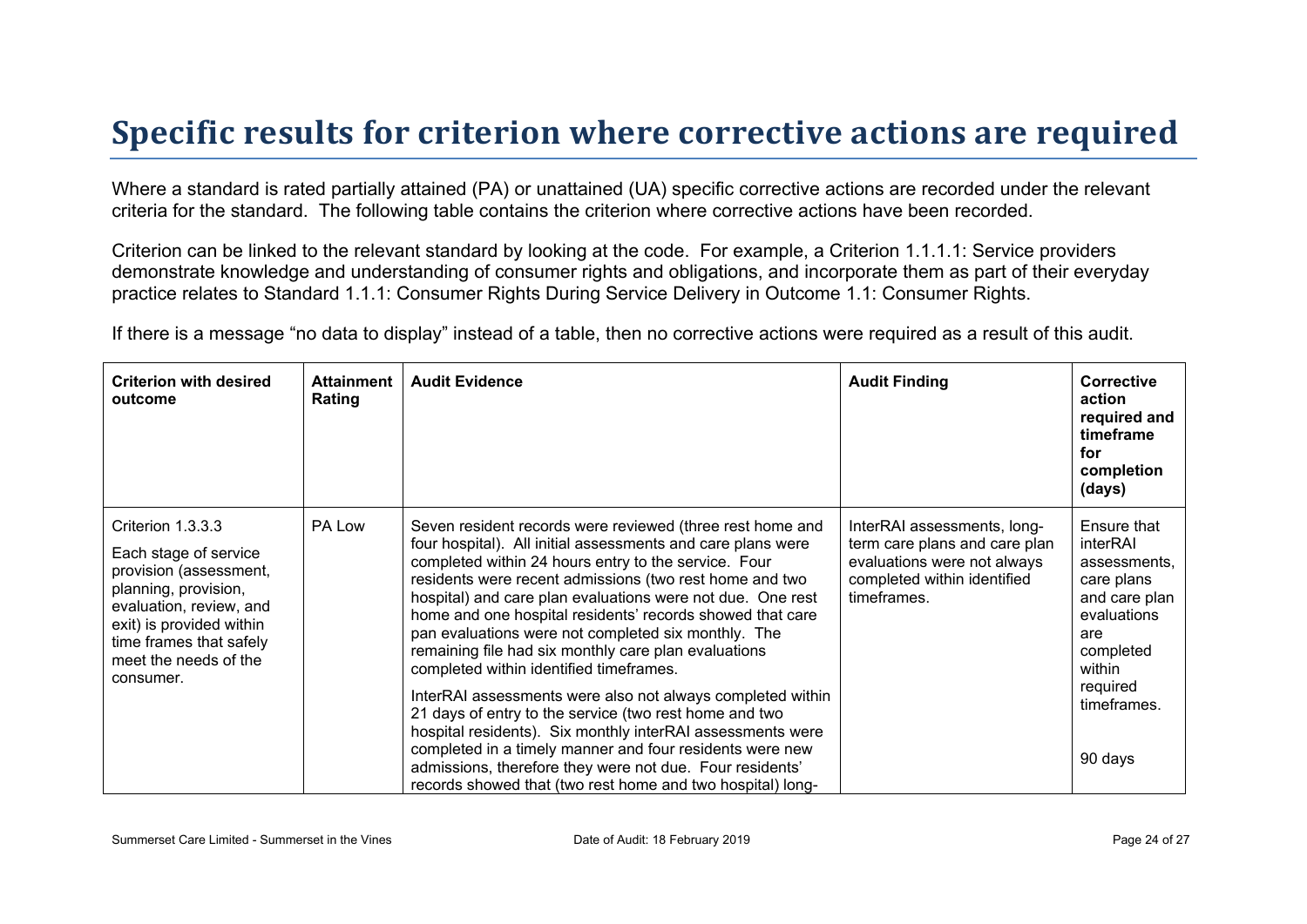# Specific results for criterion where corrective actions are required

Where a standard is rated partially attained (PA) or unattained (UA) specific corrective actions are recorded under the relevant criteria for the standard. The following table contains the criterion where corrective actions have been recorded.

Criterion can be linked to the relevant standard by looking at the code. For example, a Criterion 1.1.1.1: Service providers demonstrate knowledge and understanding of consumer rights and obligations, and incorporate them as part of their everyday practice relates to Standard 1.1.1: Consumer Rights During Service Delivery in Outcome 1.1: Consumer Rights.

If there is a message "no data to display" instead of a table, then no corrective actions were required as a result of this audit.

| Criterion with desired outcome | Attainment Rating | Audit Evidence | Audit Finding | Corrective action required and timeframe for completion (days) |
|---|---|---|---|---|
| Criterion 1.3.3.3<br><br>Each stage of service provision (assessment, planning, provision, evaluation, review, and exit) is provided within time frames that safely meet the needs of the consumer. | PA Low | Seven resident records were reviewed (three rest home and four hospital). All initial assessments and care plans were completed within 24 hours entry to the service. Four residents were recent admissions (two rest home and two hospital) and care plan evaluations were not due. One rest home and one hospital residents' records showed that care pan evaluations were not completed six monthly. The remaining file had six monthly care plan evaluations completed within identified timeframes.<br><br>InterRAI assessments were also not always completed within 21 days of entry to the service (two rest home and two hospital residents). Six monthly interRAI assessments were completed in a timely manner and four residents were new admissions, therefore they were not due. Four residents' records showed that (two rest home and two hospital) long- | InterRAI assessments, long-term care plans and care plan evaluations were not always completed within identified timeframes. | Ensure that interRAI assessments, care plans and care plan evaluations are completed within required timeframes.<br><br>90 days |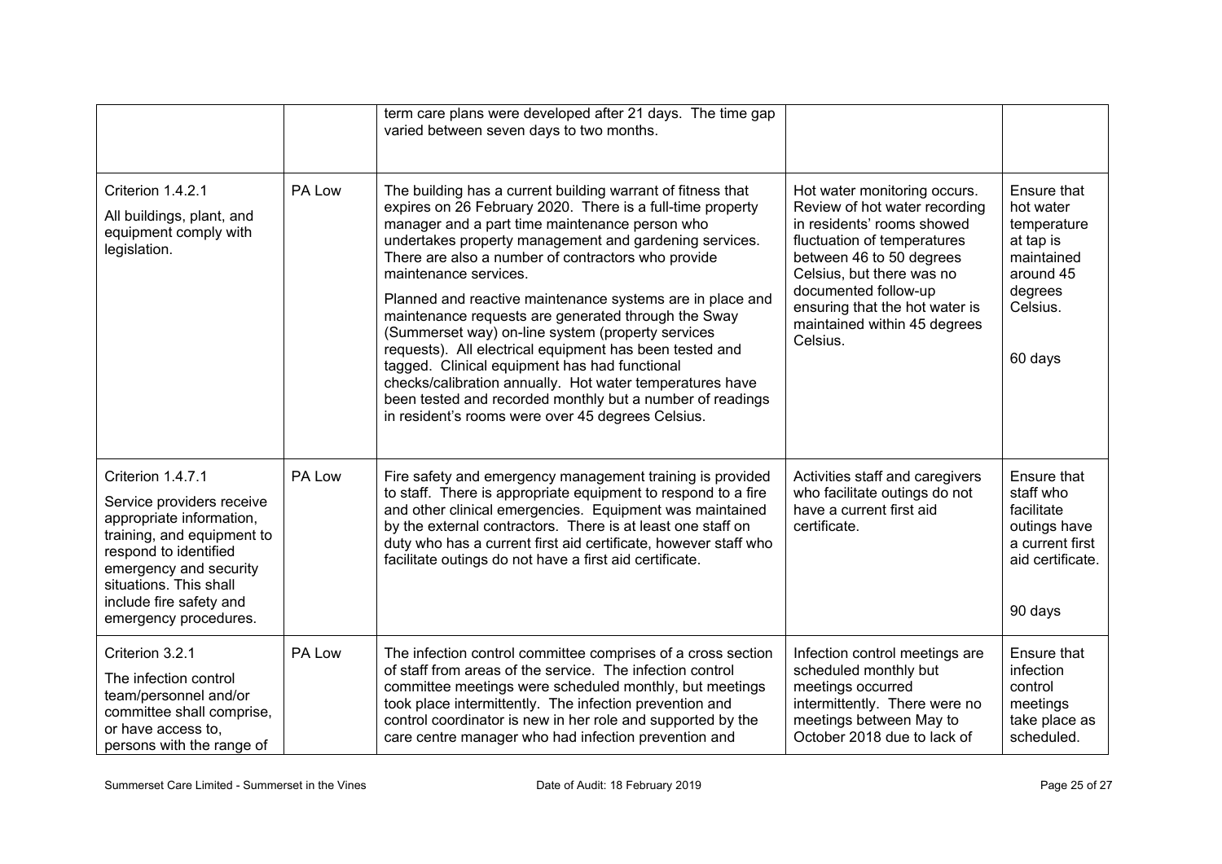| | | term care plans were developed after 21 days. The time gap varied between seven days to two months. | | |
|---|---|---|---|---|
| Criterion 1.4.2.1<br>All buildings, plant, and equipment comply with legislation. | PA Low | The building has a current building warrant of fitness that expires on 26 February 2020. There is a full-time property manager and a part time maintenance person who undertakes property management and gardening services. There are also a number of contractors who provide maintenance services.<br>Planned and reactive maintenance systems are in place and maintenance requests are generated through the Sway (Summerset way) on-line system (property services requests). All electrical equipment has been tested and tagged. Clinical equipment has had functional checks/calibration annually. Hot water temperatures have been tested and recorded monthly but a number of readings in resident's rooms were over 45 degrees Celsius. | Hot water monitoring occurs. Review of hot water recording in residents' rooms showed fluctuation of temperatures between 46 to 50 degrees Celsius, but there was no documented follow-up ensuring that the hot water is maintained within 45 degrees Celsius. | Ensure that hot water temperature at tap is maintained around 45 degrees Celsius.<br><br>60 days |
| Criterion 1.4.7.1<br>Service providers receive appropriate information, training, and equipment to respond to identified emergency and security situations. This shall include fire safety and emergency procedures. | PA Low | Fire safety and emergency management training is provided to staff. There is appropriate equipment to respond to a fire and other clinical emergencies. Equipment was maintained by the external contractors. There is at least one staff on duty who has a current first aid certificate, however staff who facilitate outings do not have a first aid certificate. | Activities staff and caregivers who facilitate outings do not have a current first aid certificate. | Ensure that staff who facilitate outings have a current first aid certificate.<br><br>90 days |
| Criterion 3.2.1<br>The infection control team/personnel and/or committee shall comprise, or have access to, persons with the range of | PA Low | The infection control committee comprises of a cross section of staff from areas of the service. The infection control committee meetings were scheduled monthly, but meetings took place intermittently. The infection prevention and control coordinator is new in her role and supported by the care centre manager who had infection prevention and | Infection control meetings are scheduled monthly but meetings occurred intermittently. There were no meetings between May to October 2018 due to lack of | Ensure that infection control meetings take place as scheduled. |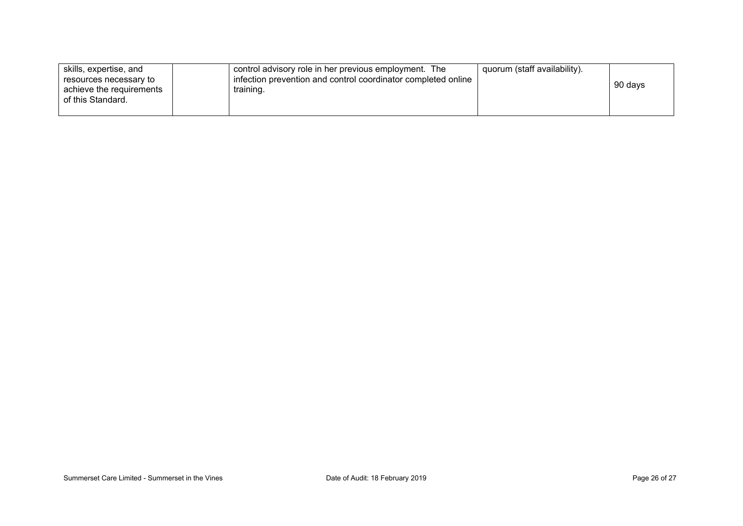| | | | | |
|---|---|---|---|---|
| skills, expertise, and resources necessary to achieve the requirements of this Standard. | | control advisory role in her previous employment. The infection prevention and control coordinator completed online training. | quorum (staff availability). | 90 days |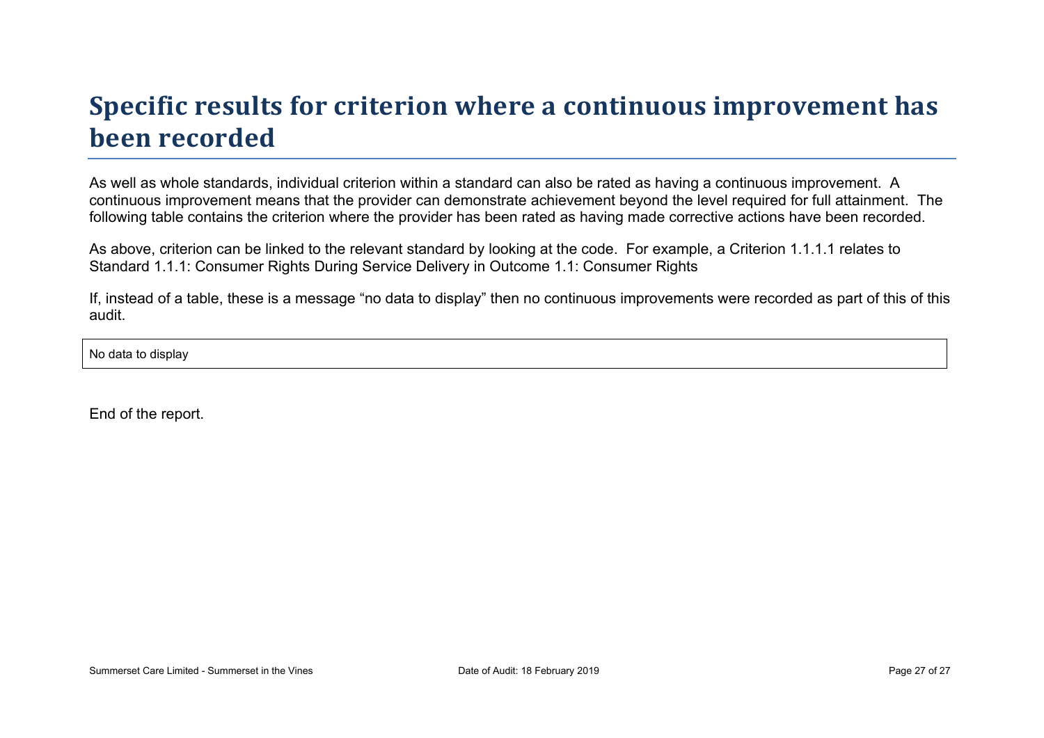# Specific results for criterion where a continuous improvement has been recorded

As well as whole standards, individual criterion within a standard can also be rated as having a continuous improvement.  A continuous improvement means that the provider can demonstrate achievement beyond the level required for full attainment.  The following table contains the criterion where the provider has been rated as having made corrective actions have been recorded.

As above, criterion can be linked to the relevant standard by looking at the code.  For example, a Criterion 1.1.1.1 relates to Standard 1.1.1: Consumer Rights During Service Delivery in Outcome 1.1: Consumer Rights

If, instead of a table, these is a message “no data to display” then no continuous improvements were recorded as part of this of this audit.

| |
|---|
| No data to display |

End of the report.